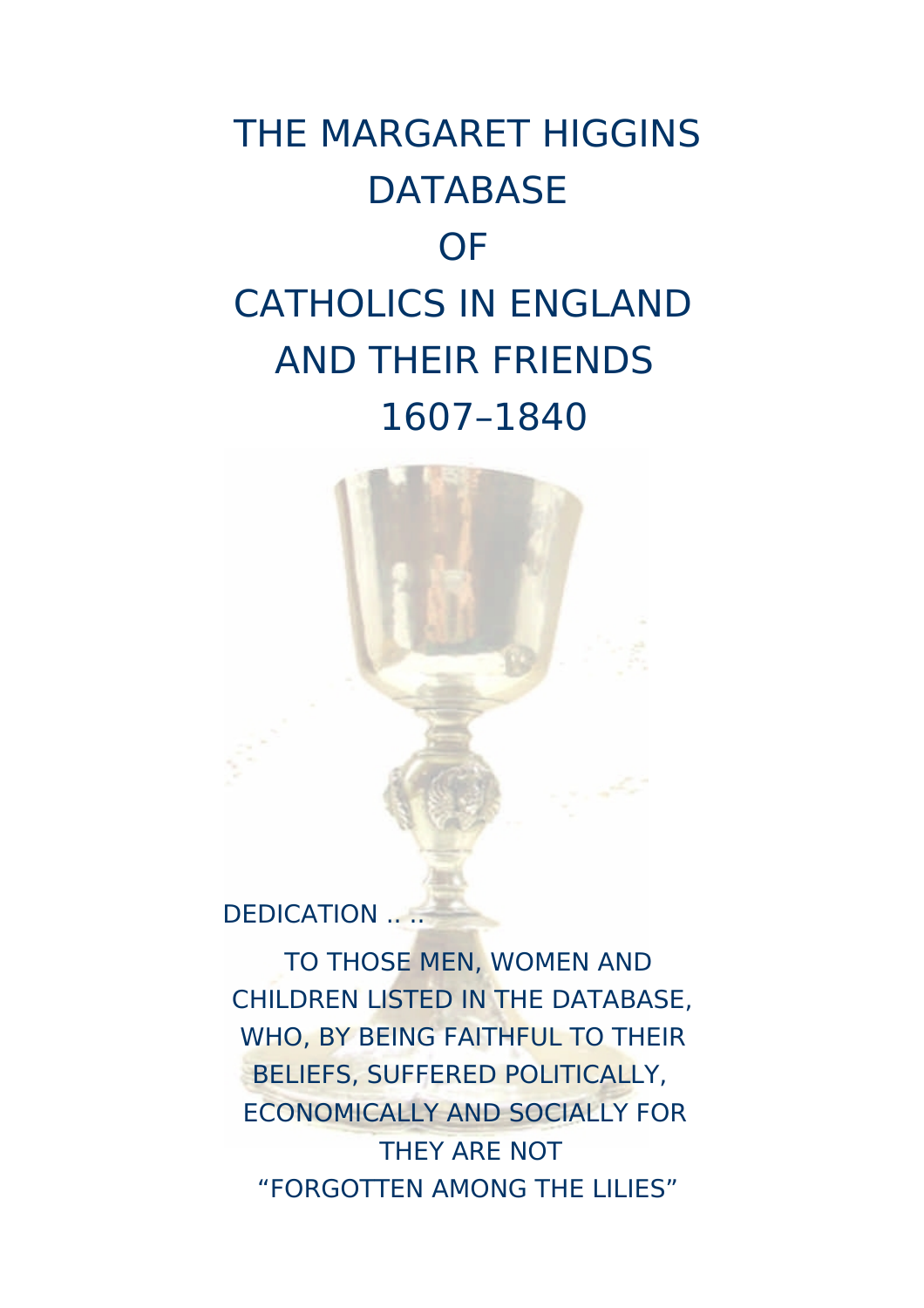# THE MARGARET HIGGINS DATABASE OF CATHOLICS IN ENGLAND AND THEIR FRIENDS 1607–1840

DEDICATION .. ..

TO THOSE MEN, WOMEN AND CHILDREN LISTED IN THE DATABASE, WHO, BY BEING FAITHFUL TO THEIR BELIEFS, SUFFERED POLITICALLY, ECONOMICALLY AND SOCIALLY FOR THEY ARE NOT "FORGOTTEN AMONG THE LILIES"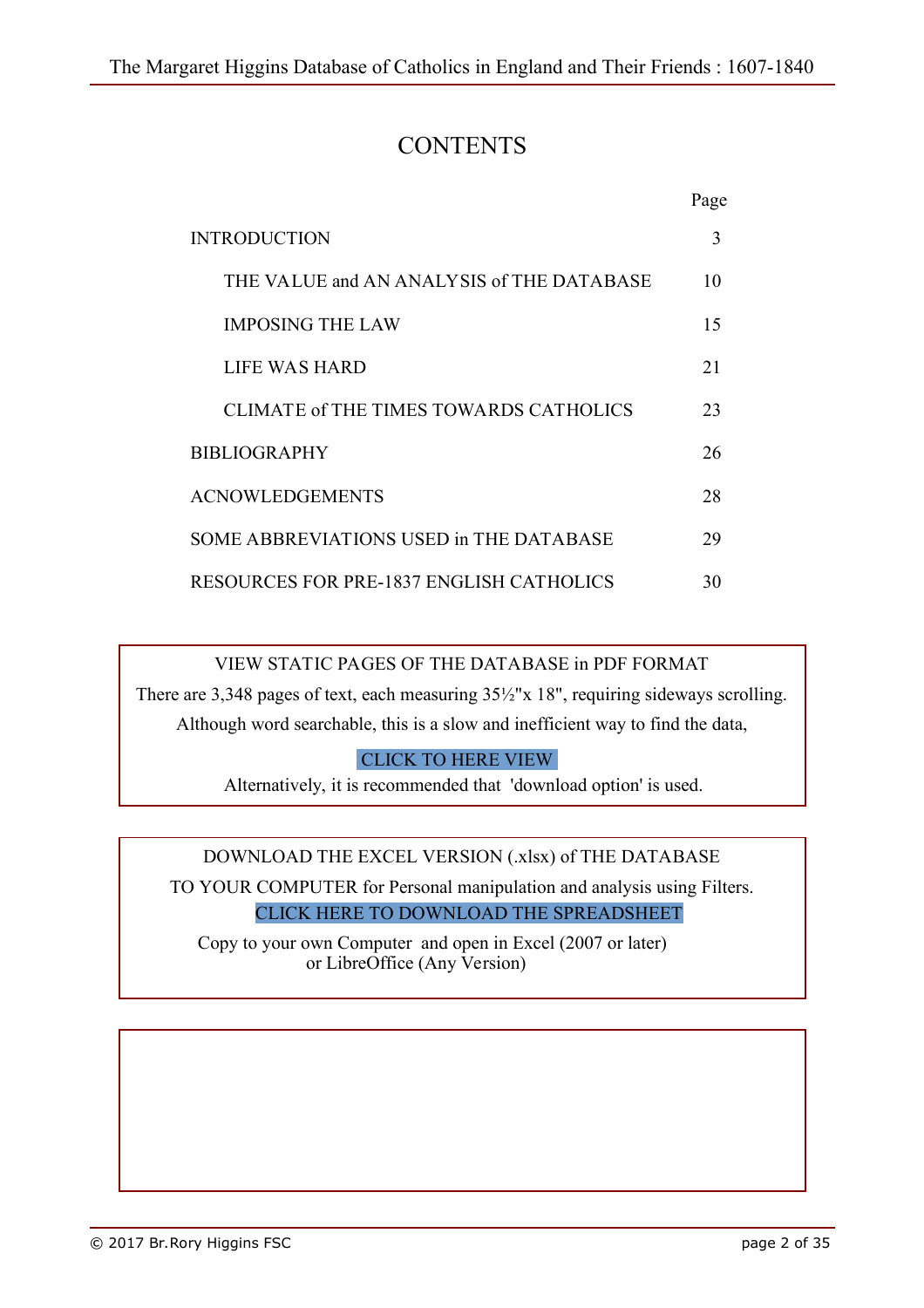# CONTENTS

| | Page |
|---|---|
| INTRODUCTION | 3 |
| THE VALUE and AN ANALYSIS of THE DATABASE | 10 |
| IMPOSING THE LAW | 15 |
| LIFE WAS HARD | 21 |
| CLIMATE of THE TIMES TOWARDS CATHOLICS | 23 |
| BIBLIOGRAPHY | 26 |
| ACNOWLEDGEMENTS | 28 |
| SOME ABBREVIATIONS USED in THE DATABASE | 29 |
| RESOURCES FOR PRE-1837 ENGLISH CATHOLICS | 30 |

VIEW STATIC PAGES OF THE DATABASE in PDF FORMAT

There are 3,348 pages of text, each measuring 35½"x 18", requiring sideways scrolling. Although word searchable, this is a slow and inefficient way to find the data,

CLICK TO HERE VIEW

Alternatively, it is recommended that 'download option' is used.

DOWNLOAD THE EXCEL VERSION (.xlsx) of THE DATABASE TO YOUR COMPUTER for Personal manipulation and analysis using Filters.

CLICK HERE TO DOWNLOAD THE SPREADSHEET

Copy to your own Computer and open in Excel (2007 or later) or LibreOffice (Any Version)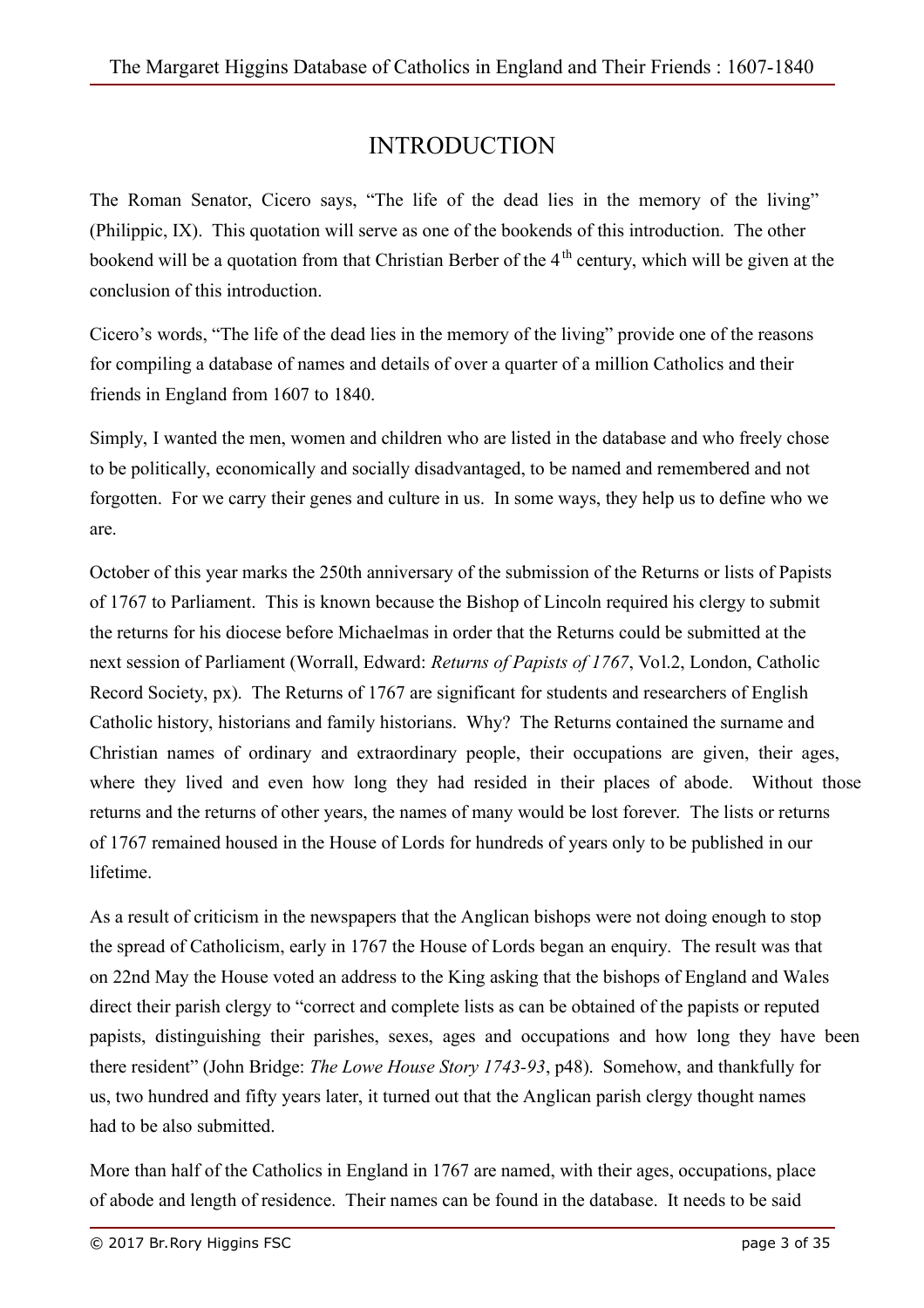# INTRODUCTION

The Roman Senator, Cicero says, "The life of the dead lies in the memory of the living" (Philippic, IX). This quotation will serve as one of the bookends of this introduction. The other bookend will be a quotation from that Christian Berber of the 4th century, which will be given at the conclusion of this introduction.

Cicero's words, "The life of the dead lies in the memory of the living" provide one of the reasons for compiling a database of names and details of over a quarter of a million Catholics and their friends in England from 1607 to 1840.

Simply, I wanted the men, women and children who are listed in the database and who freely chose to be politically, economically and socially disadvantaged, to be named and remembered and not forgotten. For we carry their genes and culture in us. In some ways, they help us to define who we are.

October of this year marks the 250th anniversary of the submission of the Returns or lists of Papists of 1767 to Parliament. This is known because the Bishop of Lincoln required his clergy to submit the returns for his diocese before Michaelmas in order that the Returns could be submitted at the next session of Parliament (Worrall, Edward: *Returns of Papists of 1767*, Vol.2, London, Catholic Record Society, px). The Returns of 1767 are significant for students and researchers of English Catholic history, historians and family historians. Why? The Returns contained the surname and Christian names of ordinary and extraordinary people, their occupations are given, their ages, where they lived and even how long they had resided in their places of abode. Without those returns and the returns of other years, the names of many would be lost forever. The lists or returns of 1767 remained housed in the House of Lords for hundreds of years only to be published in our lifetime.

As a result of criticism in the newspapers that the Anglican bishops were not doing enough to stop the spread of Catholicism, early in 1767 the House of Lords began an enquiry. The result was that on 22nd May the House voted an address to the King asking that the bishops of England and Wales direct their parish clergy to "correct and complete lists as can be obtained of the papists or reputed papists, distinguishing their parishes, sexes, ages and occupations and how long they have been there resident" (John Bridge: *The Lowe House Story 1743-93*, p48). Somehow, and thankfully for us, two hundred and fifty years later, it turned out that the Anglican parish clergy thought names had to be also submitted.

More than half of the Catholics in England in 1767 are named, with their ages, occupations, place of abode and length of residence. Their names can be found in the database. It needs to be said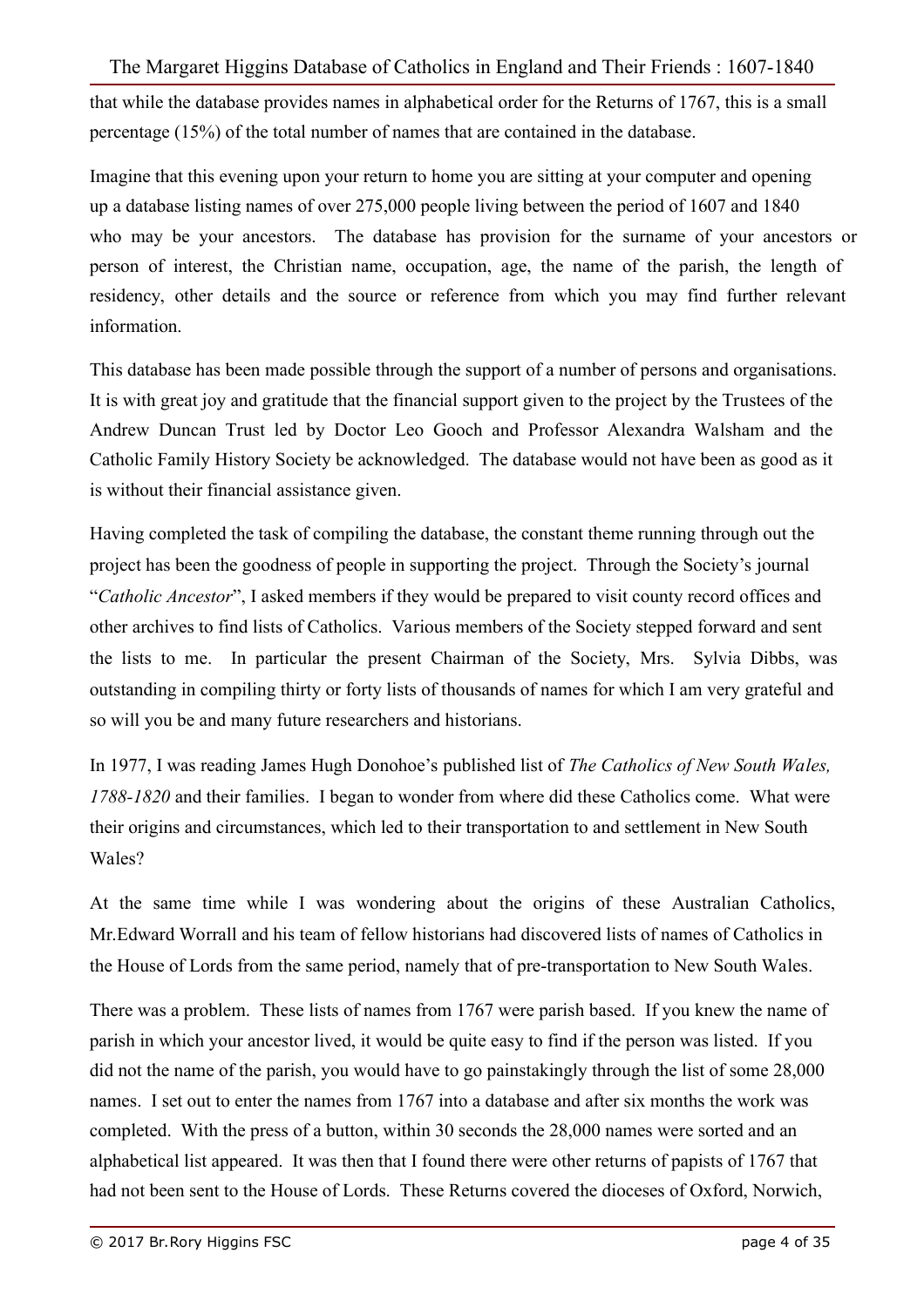that while the database provides names in alphabetical order for the Returns of 1767, this is a small percentage (15%) of the total number of names that are contained in the database.

Imagine that this evening upon your return to home you are sitting at your computer and opening up a database listing names of over 275,000 people living between the period of 1607 and 1840 who may be your ancestors. The database has provision for the surname of your ancestors or person of interest, the Christian name, occupation, age, the name of the parish, the length of residency, other details and the source or reference from which you may find further relevant information.

This database has been made possible through the support of a number of persons and organisations. It is with great joy and gratitude that the financial support given to the project by the Trustees of the Andrew Duncan Trust led by Doctor Leo Gooch and Professor Alexandra Walsham and the Catholic Family History Society be acknowledged. The database would not have been as good as it is without their financial assistance given.

Having completed the task of compiling the database, the constant theme running through out the project has been the goodness of people in supporting the project. Through the Society's journal "*Catholic Ancestor*", I asked members if they would be prepared to visit county record offices and other archives to find lists of Catholics. Various members of the Society stepped forward and sent the lists to me. In particular the present Chairman of the Society, Mrs. Sylvia Dibbs, was outstanding in compiling thirty or forty lists of thousands of names for which I am very grateful and so will you be and many future researchers and historians.

In 1977, I was reading James Hugh Donohoe's published list of *The Catholics of New South Wales, 1788-1820* and their families. I began to wonder from where did these Catholics come. What were their origins and circumstances, which led to their transportation to and settlement in New South Wales?

At the same time while I was wondering about the origins of these Australian Catholics, Mr.Edward Worrall and his team of fellow historians had discovered lists of names of Catholics in the House of Lords from the same period, namely that of pre-transportation to New South Wales.

There was a problem. These lists of names from 1767 were parish based. If you knew the name of parish in which your ancestor lived, it would be quite easy to find if the person was listed. If you did not the name of the parish, you would have to go painstakingly through the list of some 28,000 names. I set out to enter the names from 1767 into a database and after six months the work was completed. With the press of a button, within 30 seconds the 28,000 names were sorted and an alphabetical list appeared. It was then that I found there were other returns of papists of 1767 that had not been sent to the House of Lords. These Returns covered the dioceses of Oxford, Norwich,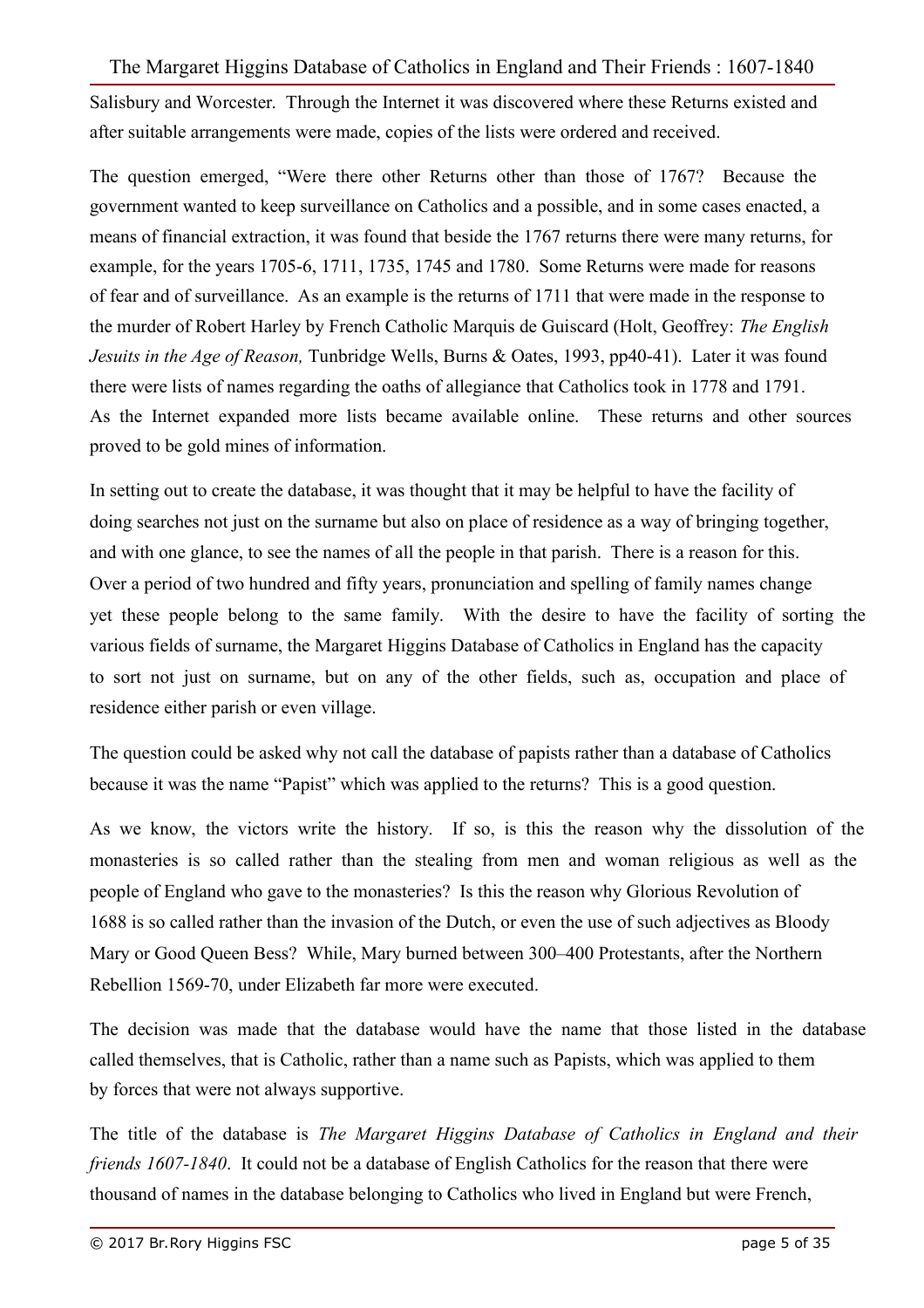Salisbury and Worcester. Through the Internet it was discovered where these Returns existed and after suitable arrangements were made, copies of the lists were ordered and received.

The question emerged, "Were there other Returns other than those of 1767? Because the government wanted to keep surveillance on Catholics and a possible, and in some cases enacted, a means of financial extraction, it was found that beside the 1767 returns there were many returns, for example, for the years 1705-6, 1711, 1735, 1745 and 1780. Some Returns were made for reasons of fear and of surveillance. As an example is the returns of 1711 that were made in the response to the murder of Robert Harley by French Catholic Marquis de Guiscard (Holt, Geoffrey: *The English Jesuits in the Age of Reason,* Tunbridge Wells, Burns & Oates, 1993, pp40-41). Later it was found there were lists of names regarding the oaths of allegiance that Catholics took in 1778 and 1791. As the Internet expanded more lists became available online. These returns and other sources proved to be gold mines of information.

In setting out to create the database, it was thought that it may be helpful to have the facility of doing searches not just on the surname but also on place of residence as a way of bringing together, and with one glance, to see the names of all the people in that parish. There is a reason for this. Over a period of two hundred and fifty years, pronunciation and spelling of family names change yet these people belong to the same family. With the desire to have the facility of sorting the various fields of surname, the Margaret Higgins Database of Catholics in England has the capacity to sort not just on surname, but on any of the other fields, such as, occupation and place of residence either parish or even village.

The question could be asked why not call the database of papists rather than a database of Catholics because it was the name "Papist" which was applied to the returns? This is a good question.

As we know, the victors write the history. If so, is this the reason why the dissolution of the monasteries is so called rather than the stealing from men and woman religious as well as the people of England who gave to the monasteries? Is this the reason why Glorious Revolution of 1688 is so called rather than the invasion of the Dutch, or even the use of such adjectives as Bloody Mary or Good Queen Bess? While, Mary burned between 300–400 Protestants, after the Northern Rebellion 1569-70, under Elizabeth far more were executed.

The decision was made that the database would have the name that those listed in the database called themselves, that is Catholic, rather than a name such as Papists, which was applied to them by forces that were not always supportive.

The title of the database is *The Margaret Higgins Database of Catholics in England and their friends 1607-1840*. It could not be a database of English Catholics for the reason that there were thousand of names in the database belonging to Catholics who lived in England but were French,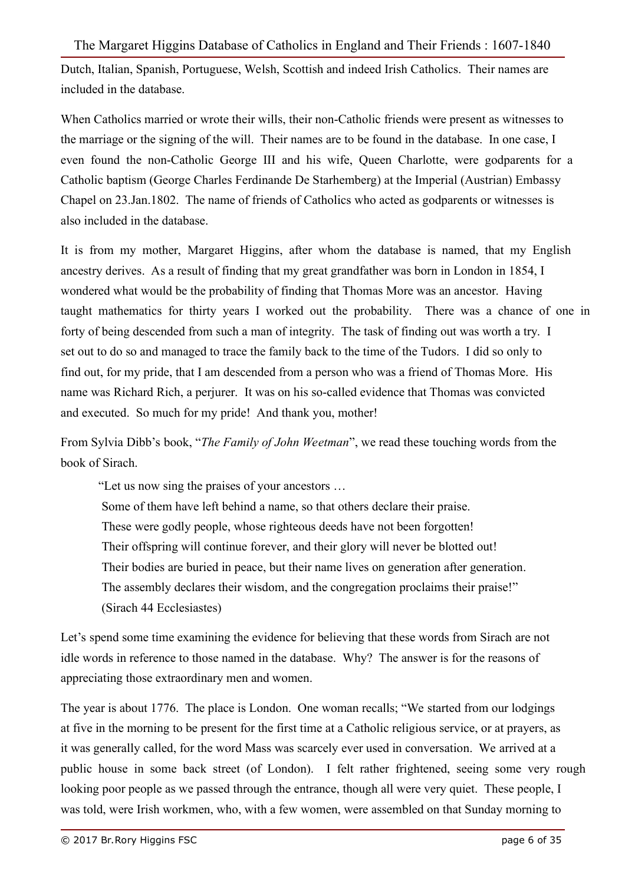Dutch, Italian, Spanish, Portuguese, Welsh, Scottish and indeed Irish Catholics. Their names are included in the database.

When Catholics married or wrote their wills, their non-Catholic friends were present as witnesses to the marriage or the signing of the will. Their names are to be found in the database. In one case, I even found the non-Catholic George III and his wife, Queen Charlotte, were godparents for a Catholic baptism (George Charles Ferdinande De Starhemberg) at the Imperial (Austrian) Embassy Chapel on 23.Jan.1802. The name of friends of Catholics who acted as godparents or witnesses is also included in the database.

It is from my mother, Margaret Higgins, after whom the database is named, that my English ancestry derives. As a result of finding that my great grandfather was born in London in 1854, I wondered what would be the probability of finding that Thomas More was an ancestor. Having taught mathematics for thirty years I worked out the probability. There was a chance of one in forty of being descended from such a man of integrity. The task of finding out was worth a try. I set out to do so and managed to trace the family back to the time of the Tudors. I did so only to find out, for my pride, that I am descended from a person who was a friend of Thomas More. His name was Richard Rich, a perjurer. It was on his so-called evidence that Thomas was convicted and executed. So much for my pride! And thank you, mother!

From Sylvia Dibb's book, "*The Family of John Weetman*", we read these touching words from the book of Sirach.

> "Let us now sing the praises of your ancestors …
> Some of them have left behind a name, so that others declare their praise.
> These were godly people, whose righteous deeds have not been forgotten!
> Their offspring will continue forever, and their glory will never be blotted out!
> Their bodies are buried in peace, but their name lives on generation after generation.
> The assembly declares their wisdom, and the congregation proclaims their praise!"
> (Sirach 44 Ecclesiastes)

Let's spend some time examining the evidence for believing that these words from Sirach are not idle words in reference to those named in the database. Why? The answer is for the reasons of appreciating those extraordinary men and women.

The year is about 1776. The place is London. One woman recalls; "We started from our lodgings at five in the morning to be present for the first time at a Catholic religious service, or at prayers, as it was generally called, for the word Mass was scarcely ever used in conversation. We arrived at a public house in some back street (of London). I felt rather frightened, seeing some very rough looking poor people as we passed through the entrance, though all were very quiet. These people, I was told, were Irish workmen, who, with a few women, were assembled on that Sunday morning to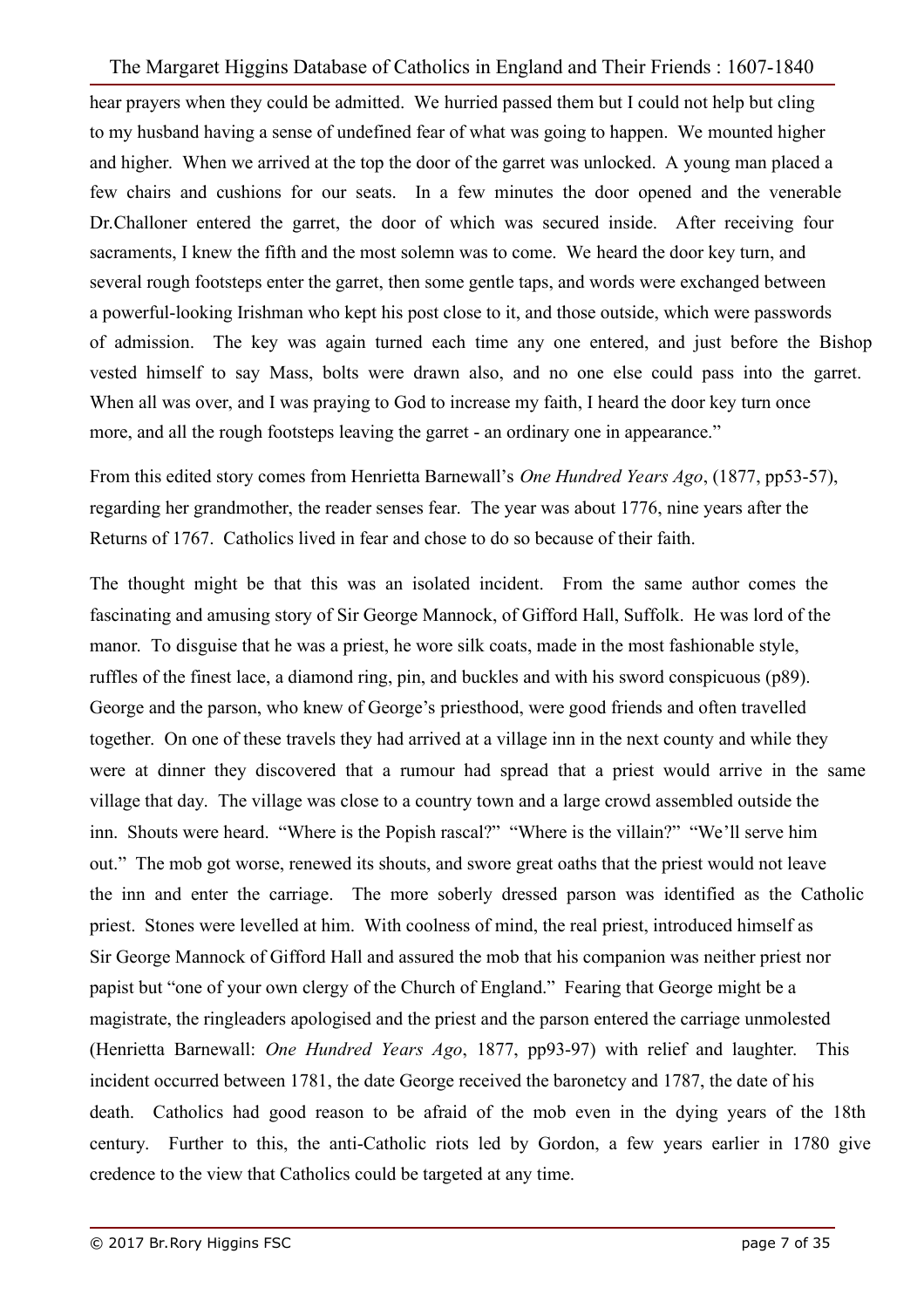hear prayers when they could be admitted. We hurried passed them but I could not help but cling to my husband having a sense of undefined fear of what was going to happen. We mounted higher and higher. When we arrived at the top the door of the garret was unlocked. A young man placed a few chairs and cushions for our seats. In a few minutes the door opened and the venerable Dr.Challoner entered the garret, the door of which was secured inside. After receiving four sacraments, I knew the fifth and the most solemn was to come. We heard the door key turn, and several rough footsteps enter the garret, then some gentle taps, and words were exchanged between a powerful-looking Irishman who kept his post close to it, and those outside, which were passwords of admission. The key was again turned each time any one entered, and just before the Bishop vested himself to say Mass, bolts were drawn also, and no one else could pass into the garret. When all was over, and I was praying to God to increase my faith, I heard the door key turn once more, and all the rough footsteps leaving the garret - an ordinary one in appearance."

From this edited story comes from Henrietta Barnewall's *One Hundred Years Ago*, (1877, pp53-57), regarding her grandmother, the reader senses fear. The year was about 1776, nine years after the Returns of 1767. Catholics lived in fear and chose to do so because of their faith.

The thought might be that this was an isolated incident. From the same author comes the fascinating and amusing story of Sir George Mannock, of Gifford Hall, Suffolk. He was lord of the manor. To disguise that he was a priest, he wore silk coats, made in the most fashionable style, ruffles of the finest lace, a diamond ring, pin, and buckles and with his sword conspicuous (p89). George and the parson, who knew of George's priesthood, were good friends and often travelled together. On one of these travels they had arrived at a village inn in the next county and while they were at dinner they discovered that a rumour had spread that a priest would arrive in the same village that day. The village was close to a country town and a large crowd assembled outside the inn. Shouts were heard. "Where is the Popish rascal?" "Where is the villain?" "We'll serve him out." The mob got worse, renewed its shouts, and swore great oaths that the priest would not leave the inn and enter the carriage. The more soberly dressed parson was identified as the Catholic priest. Stones were levelled at him. With coolness of mind, the real priest, introduced himself as Sir George Mannock of Gifford Hall and assured the mob that his companion was neither priest nor papist but "one of your own clergy of the Church of England." Fearing that George might be a magistrate, the ringleaders apologised and the priest and the parson entered the carriage unmolested (Henrietta Barnewall: *One Hundred Years Ago*, 1877, pp93-97) with relief and laughter. This incident occurred between 1781, the date George received the baronetcy and 1787, the date of his death. Catholics had good reason to be afraid of the mob even in the dying years of the 18th century. Further to this, the anti-Catholic riots led by Gordon, a few years earlier in 1780 give credence to the view that Catholics could be targeted at any time.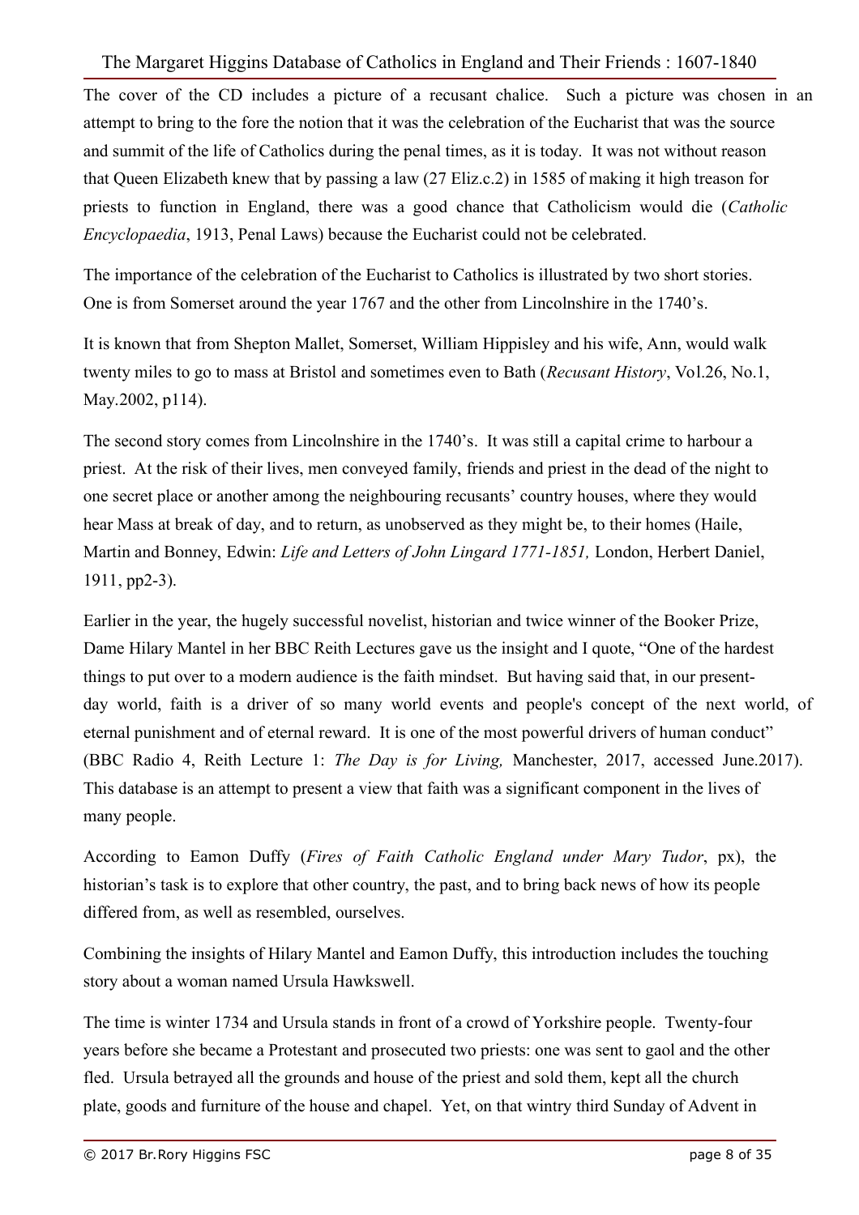The cover of the CD includes a picture of a recusant chalice. Such a picture was chosen in an attempt to bring to the fore the notion that it was the celebration of the Eucharist that was the source and summit of the life of Catholics during the penal times, as it is today. It was not without reason that Queen Elizabeth knew that by passing a law (27 Eliz.c.2) in 1585 of making it high treason for priests to function in England, there was a good chance that Catholicism would die (*Catholic Encyclopaedia*, 1913, Penal Laws) because the Eucharist could not be celebrated.

The importance of the celebration of the Eucharist to Catholics is illustrated by two short stories. One is from Somerset around the year 1767 and the other from Lincolnshire in the 1740's.

It is known that from Shepton Mallet, Somerset, William Hippisley and his wife, Ann, would walk twenty miles to go to mass at Bristol and sometimes even to Bath (*Recusant History*, Vol.26, No.1, May.2002, p114).

The second story comes from Lincolnshire in the 1740's. It was still a capital crime to harbour a priest. At the risk of their lives, men conveyed family, friends and priest in the dead of the night to one secret place or another among the neighbouring recusants' country houses, where they would hear Mass at break of day, and to return, as unobserved as they might be, to their homes (Haile, Martin and Bonney, Edwin: *Life and Letters of John Lingard 1771-1851,* London, Herbert Daniel, 1911, pp2-3).

Earlier in the year, the hugely successful novelist, historian and twice winner of the Booker Prize, Dame Hilary Mantel in her BBC Reith Lectures gave us the insight and I quote, "One of the hardest things to put over to a modern audience is the faith mindset. But having said that, in our present-day world, faith is a driver of so many world events and people's concept of the next world, of eternal punishment and of eternal reward. It is one of the most powerful drivers of human conduct" (BBC Radio 4, Reith Lecture 1: *The Day is for Living,* Manchester, 2017, accessed June.2017). This database is an attempt to present a view that faith was a significant component in the lives of many people.

According to Eamon Duffy (*Fires of Faith Catholic England under Mary Tudor*, px), the historian's task is to explore that other country, the past, and to bring back news of how its people differed from, as well as resembled, ourselves.

Combining the insights of Hilary Mantel and Eamon Duffy, this introduction includes the touching story about a woman named Ursula Hawkswell.

The time is winter 1734 and Ursula stands in front of a crowd of Yorkshire people. Twenty-four years before she became a Protestant and prosecuted two priests: one was sent to gaol and the other fled. Ursula betrayed all the grounds and house of the priest and sold them, kept all the church plate, goods and furniture of the house and chapel. Yet, on that wintry third Sunday of Advent in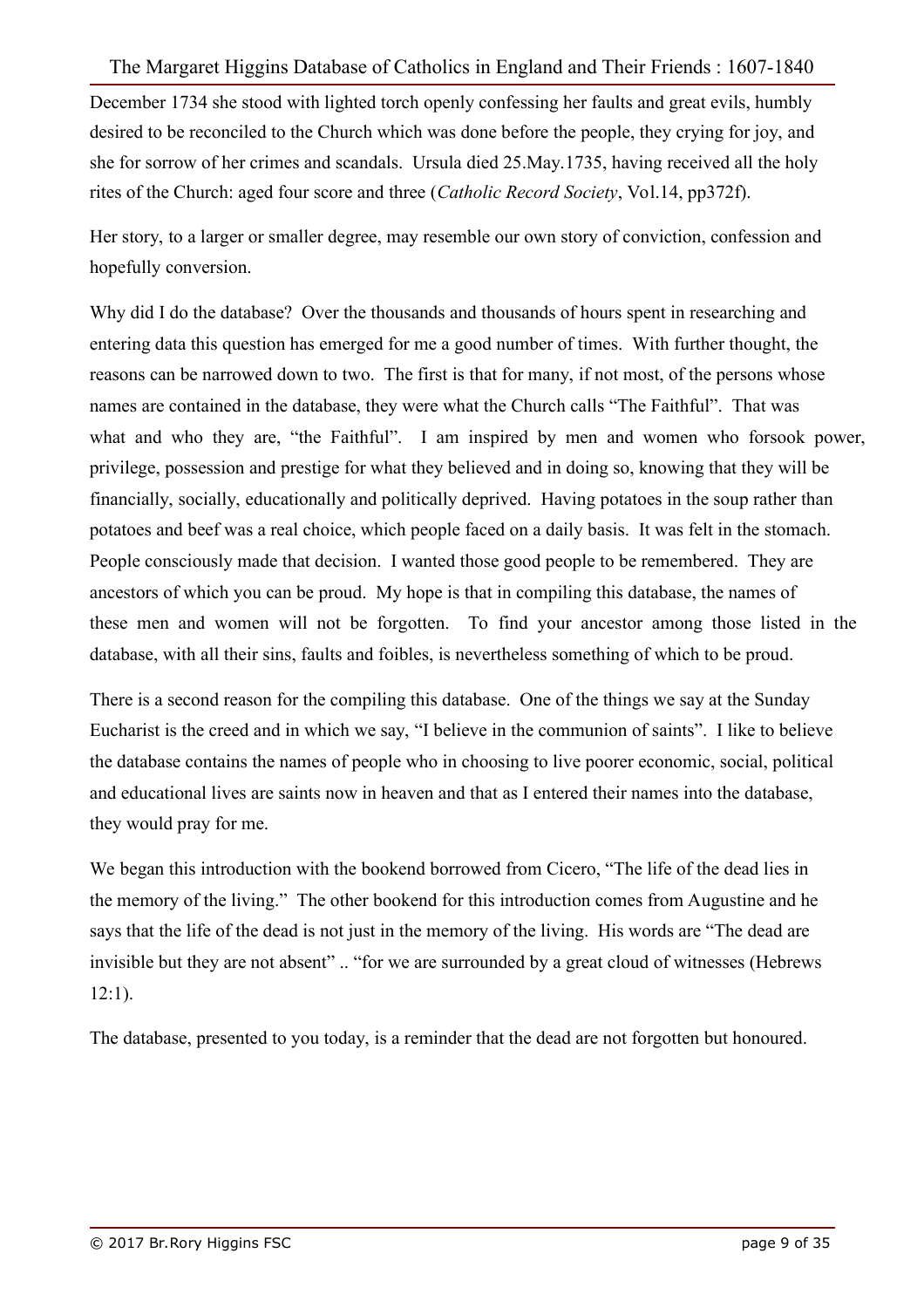December 1734 she stood with lighted torch openly confessing her faults and great evils, humbly desired to be reconciled to the Church which was done before the people, they crying for joy, and she for sorrow of her crimes and scandals. Ursula died 25.May.1735, having received all the holy rites of the Church: aged four score and three (*Catholic Record Society*, Vol.14, pp372f).

Her story, to a larger or smaller degree, may resemble our own story of conviction, confession and hopefully conversion.

Why did I do the database? Over the thousands and thousands of hours spent in researching and entering data this question has emerged for me a good number of times. With further thought, the reasons can be narrowed down to two. The first is that for many, if not most, of the persons whose names are contained in the database, they were what the Church calls "The Faithful". That was what and who they are, "the Faithful". I am inspired by men and women who forsook power, privilege, possession and prestige for what they believed and in doing so, knowing that they will be financially, socially, educationally and politically deprived. Having potatoes in the soup rather than potatoes and beef was a real choice, which people faced on a daily basis. It was felt in the stomach. People consciously made that decision. I wanted those good people to be remembered. They are ancestors of which you can be proud. My hope is that in compiling this database, the names of these men and women will not be forgotten. To find your ancestor among those listed in the database, with all their sins, faults and foibles, is nevertheless something of which to be proud.

There is a second reason for the compiling this database. One of the things we say at the Sunday Eucharist is the creed and in which we say, "I believe in the communion of saints". I like to believe the database contains the names of people who in choosing to live poorer economic, social, political and educational lives are saints now in heaven and that as I entered their names into the database, they would pray for me.

We began this introduction with the bookend borrowed from Cicero, "The life of the dead lies in the memory of the living." The other bookend for this introduction comes from Augustine and he says that the life of the dead is not just in the memory of the living. His words are "The dead are invisible but they are not absent" .. "for we are surrounded by a great cloud of witnesses (Hebrews 12:1).

The database, presented to you today, is a reminder that the dead are not forgotten but honoured.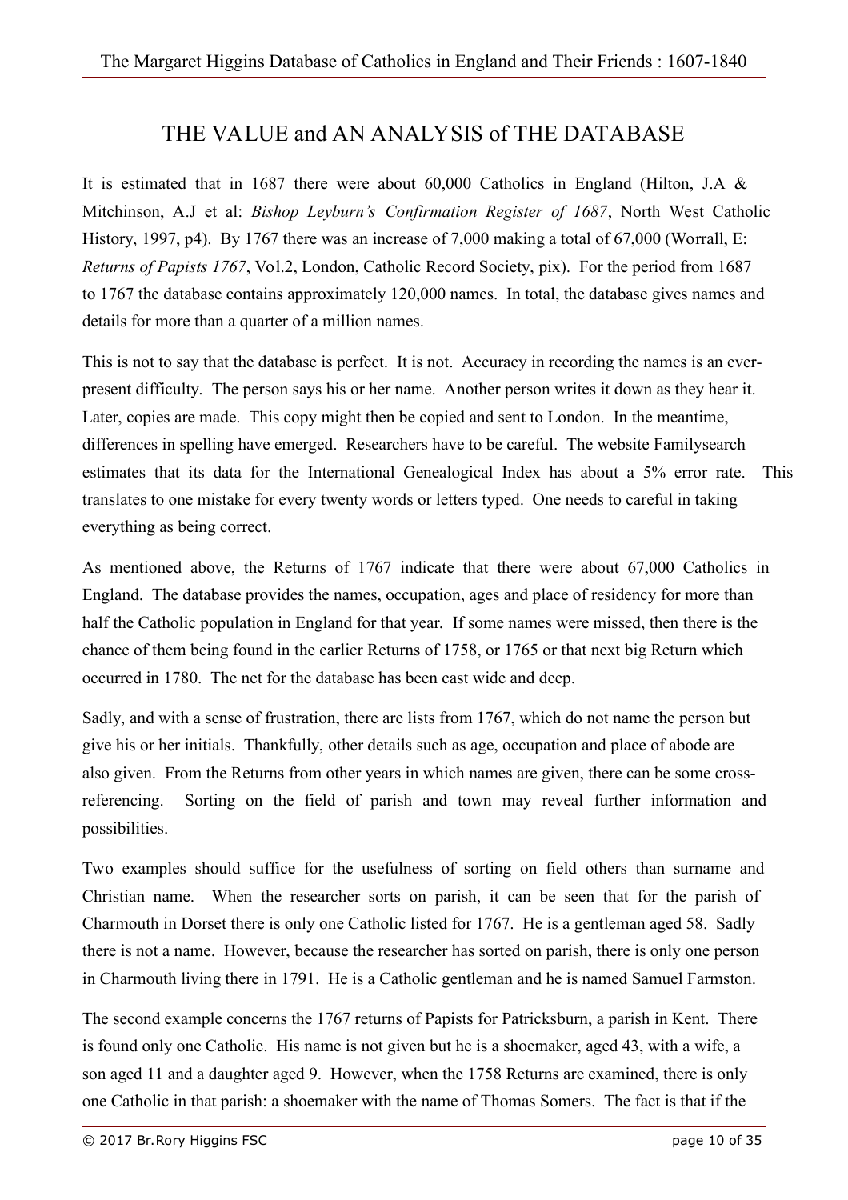# THE VALUE and AN ANALYSIS of THE DATABASE

It is estimated that in 1687 there were about 60,000 Catholics in England (Hilton, J.A & Mitchinson, A.J et al: *Bishop Leyburn's Confirmation Register of 1687*, North West Catholic History, 1997, p4). By 1767 there was an increase of 7,000 making a total of 67,000 (Worrall, E: *Returns of Papists 1767*, Vol.2, London, Catholic Record Society, pix). For the period from 1687 to 1767 the database contains approximately 120,000 names. In total, the database gives names and details for more than a quarter of a million names.

This is not to say that the database is perfect. It is not. Accuracy in recording the names is an ever-present difficulty. The person says his or her name. Another person writes it down as they hear it. Later, copies are made. This copy might then be copied and sent to London. In the meantime, differences in spelling have emerged. Researchers have to be careful. The website Familysearch estimates that its data for the International Genealogical Index has about a 5% error rate. This translates to one mistake for every twenty words or letters typed. One needs to careful in taking everything as being correct.

As mentioned above, the Returns of 1767 indicate that there were about 67,000 Catholics in England. The database provides the names, occupation, ages and place of residency for more than half the Catholic population in England for that year. If some names were missed, then there is the chance of them being found in the earlier Returns of 1758, or 1765 or that next big Return which occurred in 1780. The net for the database has been cast wide and deep.

Sadly, and with a sense of frustration, there are lists from 1767, which do not name the person but give his or her initials. Thankfully, other details such as age, occupation and place of abode are also given. From the Returns from other years in which names are given, there can be some cross-referencing. Sorting on the field of parish and town may reveal further information and possibilities.

Two examples should suffice for the usefulness of sorting on field others than surname and Christian name. When the researcher sorts on parish, it can be seen that for the parish of Charmouth in Dorset there is only one Catholic listed for 1767. He is a gentleman aged 58. Sadly there is not a name. However, because the researcher has sorted on parish, there is only one person in Charmouth living there in 1791. He is a Catholic gentleman and he is named Samuel Farmston.

The second example concerns the 1767 returns of Papists for Patricksburn, a parish in Kent. There is found only one Catholic. His name is not given but he is a shoemaker, aged 43, with a wife, a son aged 11 and a daughter aged 9. However, when the 1758 Returns are examined, there is only one Catholic in that parish: a shoemaker with the name of Thomas Somers. The fact is that if the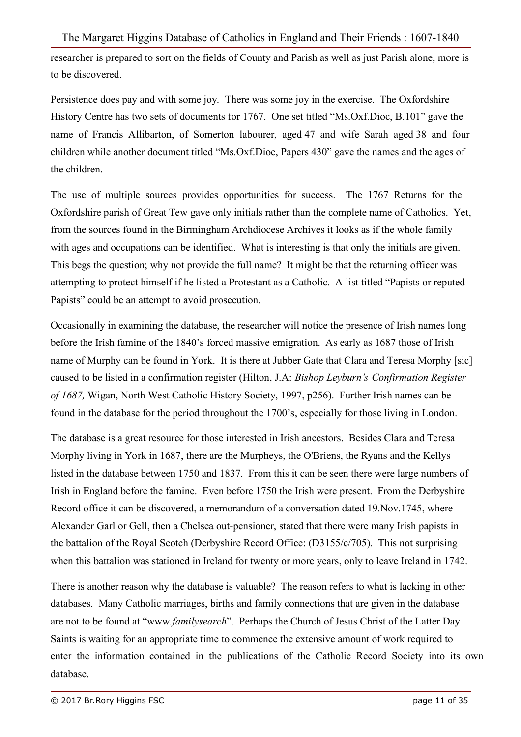researcher is prepared to sort on the fields of County and Parish as well as just Parish alone, more is to be discovered.

Persistence does pay and with some joy. There was some joy in the exercise. The Oxfordshire History Centre has two sets of documents for 1767. One set titled "Ms.Oxf.Dioc, B.101" gave the name of Francis Allibarton, of Somerton labourer, aged 47 and wife Sarah aged 38 and four children while another document titled "Ms.Oxf.Dioc, Papers 430" gave the names and the ages of the children.

The use of multiple sources provides opportunities for success. The 1767 Returns for the Oxfordshire parish of Great Tew gave only initials rather than the complete name of Catholics. Yet, from the sources found in the Birmingham Archdiocese Archives it looks as if the whole family with ages and occupations can be identified. What is interesting is that only the initials are given. This begs the question; why not provide the full name? It might be that the returning officer was attempting to protect himself if he listed a Protestant as a Catholic. A list titled "Papists or reputed Papists" could be an attempt to avoid prosecution.

Occasionally in examining the database, the researcher will notice the presence of Irish names long before the Irish famine of the 1840's forced massive emigration. As early as 1687 those of Irish name of Murphy can be found in York. It is there at Jubber Gate that Clara and Teresa Morphy [sic] caused to be listed in a confirmation register (Hilton, J.A: *Bishop Leyburn's Confirmation Register of 1687,* Wigan, North West Catholic History Society, 1997, p256). Further Irish names can be found in the database for the period throughout the 1700's, especially for those living in London.

The database is a great resource for those interested in Irish ancestors. Besides Clara and Teresa Morphy living in York in 1687, there are the Murpheys, the O'Briens, the Ryans and the Kellys listed in the database between 1750 and 1837. From this it can be seen there were large numbers of Irish in England before the famine. Even before 1750 the Irish were present. From the Derbyshire Record office it can be discovered, a memorandum of a conversation dated 19.Nov.1745, where Alexander Garl or Gell, then a Chelsea out-pensioner, stated that there were many Irish papists in the battalion of the Royal Scotch (Derbyshire Record Office: (D3155/c/705). This not surprising when this battalion was stationed in Ireland for twenty or more years, only to leave Ireland in 1742.

There is another reason why the database is valuable? The reason refers to what is lacking in other databases. Many Catholic marriages, births and family connections that are given in the database are not to be found at "www.*familysearch*". Perhaps the Church of Jesus Christ of the Latter Day Saints is waiting for an appropriate time to commence the extensive amount of work required to enter the information contained in the publications of the Catholic Record Society into its own database.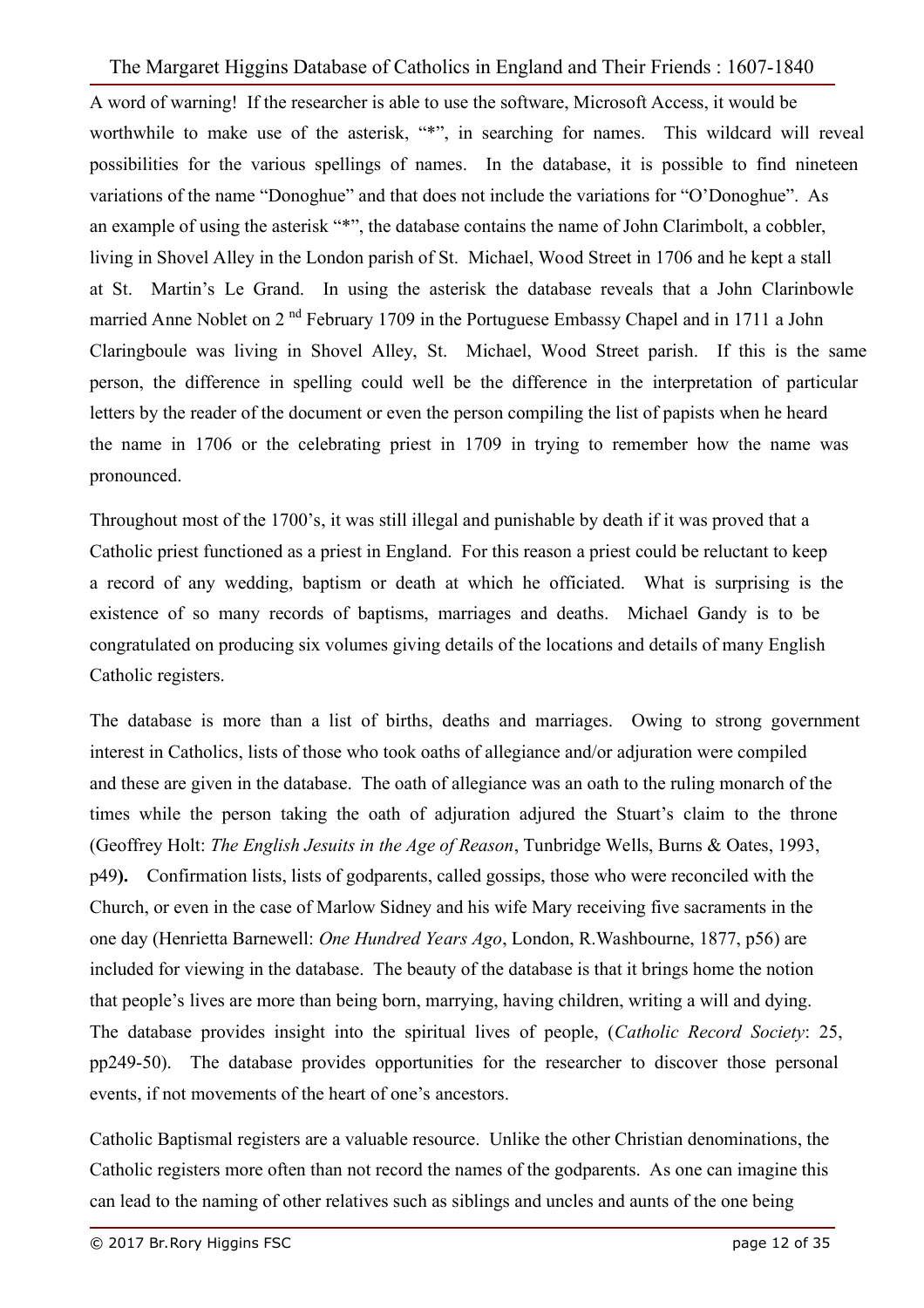A word of warning! If the researcher is able to use the software, Microsoft Access, it would be worthwhile to make use of the asterisk, "*", in searching for names. This wildcard will reveal possibilities for the various spellings of names. In the database, it is possible to find nineteen variations of the name "Donoghue" and that does not include the variations for "O'Donoghue". As an example of using the asterisk "*", the database contains the name of John Clarimbolt, a cobbler, living in Shovel Alley in the London parish of St. Michael, Wood Street in 1706 and he kept a stall at St. Martin's Le Grand. In using the asterisk the database reveals that a John Clarinbowle married Anne Noblet on 2nd February 1709 in the Portuguese Embassy Chapel and in 1711 a John Claringboule was living in Shovel Alley, St. Michael, Wood Street parish. If this is the same person, the difference in spelling could well be the difference in the interpretation of particular letters by the reader of the document or even the person compiling the list of papists when he heard the name in 1706 or the celebrating priest in 1709 in trying to remember how the name was pronounced.

Throughout most of the 1700's, it was still illegal and punishable by death if it was proved that a Catholic priest functioned as a priest in England. For this reason a priest could be reluctant to keep a record of any wedding, baptism or death at which he officiated. What is surprising is the existence of so many records of baptisms, marriages and deaths. Michael Gandy is to be congratulated on producing six volumes giving details of the locations and details of many English Catholic registers.

The database is more than a list of births, deaths and marriages. Owing to strong government interest in Catholics, lists of those who took oaths of allegiance and/or adjuration were compiled and these are given in the database. The oath of allegiance was an oath to the ruling monarch of the times while the person taking the oath of adjuration adjured the Stuart's claim to the throne (Geoffrey Holt: *The English Jesuits in the Age of Reason*, Tunbridge Wells, Burns & Oates, 1993, p49**).** Confirmation lists, lists of godparents, called gossips, those who were reconciled with the Church, or even in the case of Marlow Sidney and his wife Mary receiving five sacraments in the one day (Henrietta Barnewell: *One Hundred Years Ago*, London, R.Washbourne, 1877, p56) are included for viewing in the database. The beauty of the database is that it brings home the notion that people's lives are more than being born, marrying, having children, writing a will and dying. The database provides insight into the spiritual lives of people, (*Catholic Record Society*: 25, pp249-50). The database provides opportunities for the researcher to discover those personal events, if not movements of the heart of one's ancestors.

Catholic Baptismal registers are a valuable resource. Unlike the other Christian denominations, the Catholic registers more often than not record the names of the godparents. As one can imagine this can lead to the naming of other relatives such as siblings and uncles and aunts of the one being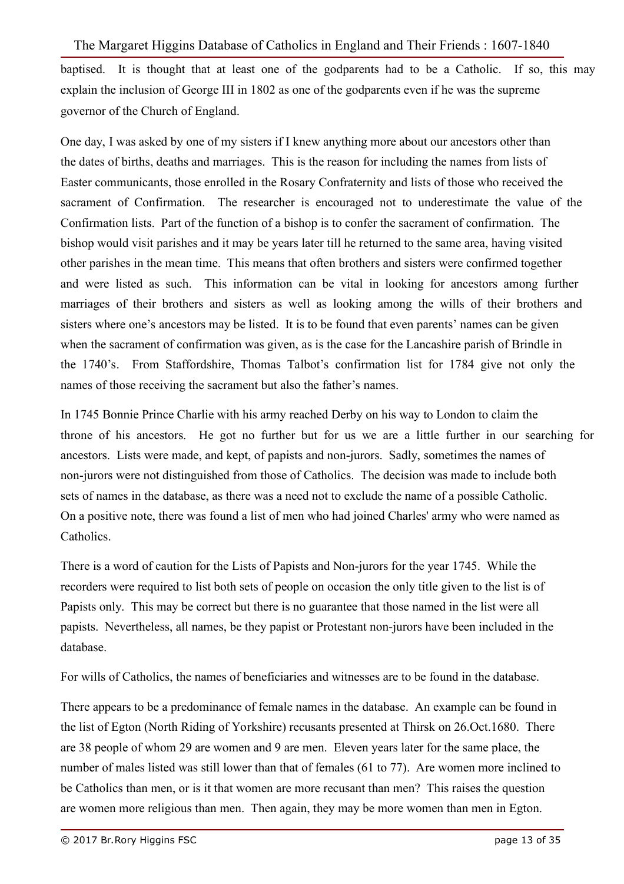baptised. It is thought that at least one of the godparents had to be a Catholic. If so, this may explain the inclusion of George III in 1802 as one of the godparents even if he was the supreme governor of the Church of England.

One day, I was asked by one of my sisters if I knew anything more about our ancestors other than the dates of births, deaths and marriages. This is the reason for including the names from lists of Easter communicants, those enrolled in the Rosary Confraternity and lists of those who received the sacrament of Confirmation. The researcher is encouraged not to underestimate the value of the Confirmation lists. Part of the function of a bishop is to confer the sacrament of confirmation. The bishop would visit parishes and it may be years later till he returned to the same area, having visited other parishes in the mean time. This means that often brothers and sisters were confirmed together and were listed as such. This information can be vital in looking for ancestors among further marriages of their brothers and sisters as well as looking among the wills of their brothers and sisters where one's ancestors may be listed. It is to be found that even parents' names can be given when the sacrament of confirmation was given, as is the case for the Lancashire parish of Brindle in the 1740's. From Staffordshire, Thomas Talbot's confirmation list for 1784 give not only the names of those receiving the sacrament but also the father's names.

In 1745 Bonnie Prince Charlie with his army reached Derby on his way to London to claim the throne of his ancestors. He got no further but for us we are a little further in our searching for ancestors. Lists were made, and kept, of papists and non-jurors. Sadly, sometimes the names of non-jurors were not distinguished from those of Catholics. The decision was made to include both sets of names in the database, as there was a need not to exclude the name of a possible Catholic. On a positive note, there was found a list of men who had joined Charles' army who were named as Catholics.

There is a word of caution for the Lists of Papists and Non-jurors for the year 1745. While the recorders were required to list both sets of people on occasion the only title given to the list is of Papists only. This may be correct but there is no guarantee that those named in the list were all papists. Nevertheless, all names, be they papist or Protestant non-jurors have been included in the database.

For wills of Catholics, the names of beneficiaries and witnesses are to be found in the database.

There appears to be a predominance of female names in the database. An example can be found in the list of Egton (North Riding of Yorkshire) recusants presented at Thirsk on 26.Oct.1680. There are 38 people of whom 29 are women and 9 are men. Eleven years later for the same place, the number of males listed was still lower than that of females (61 to 77). Are women more inclined to be Catholics than men, or is it that women are more recusant than men? This raises the question are women more religious than men. Then again, they may be more women than men in Egton.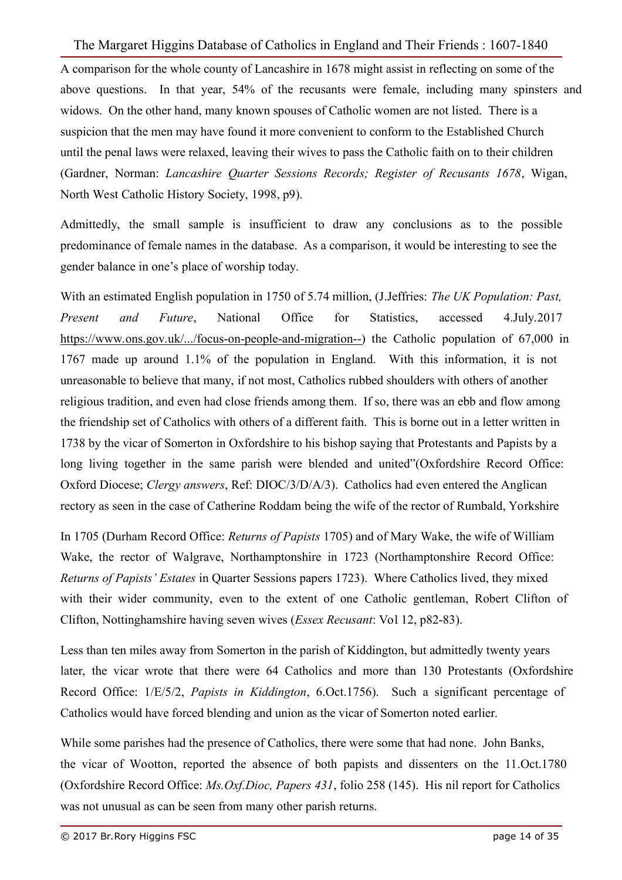A comparison for the whole county of Lancashire in 1678 might assist in reflecting on some of the above questions. In that year, 54% of the recusants were female, including many spinsters and widows. On the other hand, many known spouses of Catholic women are not listed. There is a suspicion that the men may have found it more convenient to conform to the Established Church until the penal laws were relaxed, leaving their wives to pass the Catholic faith on to their children (Gardner, Norman: *Lancashire Quarter Sessions Records; Register of Recusants 1678*, Wigan, North West Catholic History Society, 1998, p9).

Admittedly, the small sample is insufficient to draw any conclusions as to the possible predominance of female names in the database. As a comparison, it would be interesting to see the gender balance in one's place of worship today.

With an estimated English population in 1750 of 5.74 million, (J.Jeffries: *The UK Population: Past, Present and Future*, National Office for Statistics, accessed 4.July.2017 https://www.ons.gov.uk/.../focus-on-people-and-migration--) the Catholic population of 67,000 in 1767 made up around 1.1% of the population in England. With this information, it is not unreasonable to believe that many, if not most, Catholics rubbed shoulders with others of another religious tradition, and even had close friends among them. If so, there was an ebb and flow among the friendship set of Catholics with others of a different faith. This is borne out in a letter written in 1738 by the vicar of Somerton in Oxfordshire to his bishop saying that Protestants and Papists by a long living together in the same parish were blended and united"(Oxfordshire Record Office: Oxford Diocese; *Clergy answers*, Ref: DIOC/3/D/A/3). Catholics had even entered the Anglican rectory as seen in the case of Catherine Roddam being the wife of the rector of Rumbald, Yorkshire

In 1705 (Durham Record Office: *Returns of Papists* 1705) and of Mary Wake, the wife of William Wake, the rector of Walgrave, Northamptonshire in 1723 (Northamptonshire Record Office: *Returns of Papists' Estates* in Quarter Sessions papers 1723). Where Catholics lived, they mixed with their wider community, even to the extent of one Catholic gentleman, Robert Clifton of Clifton, Nottinghamshire having seven wives (*Essex Recusant*: Vol 12, p82-83).

Less than ten miles away from Somerton in the parish of Kiddington, but admittedly twenty years later, the vicar wrote that there were 64 Catholics and more than 130 Protestants (Oxfordshire Record Office: 1/E/5/2, *Papists in Kiddington*, 6.Oct.1756). Such a significant percentage of Catholics would have forced blending and union as the vicar of Somerton noted earlier.

While some parishes had the presence of Catholics, there were some that had none. John Banks, the vicar of Wootton, reported the absence of both papists and dissenters on the 11.Oct.1780 (Oxfordshire Record Office: *Ms.Oxf.Dioc, Papers 431*, folio 258 (145). His nil report for Catholics was not unusual as can be seen from many other parish returns.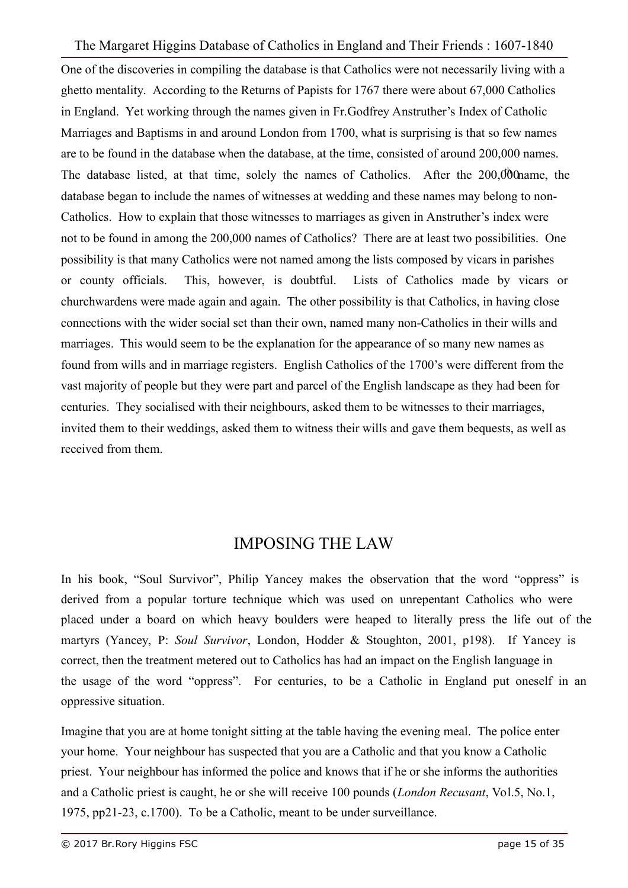One of the discoveries in compiling the database is that Catholics were not necessarily living with a ghetto mentality. According to the Returns of Papists for 1767 there were about 67,000 Catholics in England. Yet working through the names given in Fr.Godfrey Anstruther's Index of Catholic Marriages and Baptisms in and around London from 1700, what is surprising is that so few names are to be found in the database when the database, at the time, consisted of around 200,000 names. The database listed, at that time, solely the names of Catholics. After the 200,000th name, the database began to include the names of witnesses at wedding and these names may belong to non-Catholics. How to explain that those witnesses to marriages as given in Anstruther's index were not to be found in among the 200,000 names of Catholics? There are at least two possibilities. One possibility is that many Catholics were not named among the lists composed by vicars in parishes or county officials. This, however, is doubtful. Lists of Catholics made by vicars or churchwardens were made again and again. The other possibility is that Catholics, in having close connections with the wider social set than their own, named many non-Catholics in their wills and marriages. This would seem to be the explanation for the appearance of so many new names as found from wills and in marriage registers. English Catholics of the 1700's were different from the vast majority of people but they were part and parcel of the English landscape as they had been for centuries. They socialised with their neighbours, asked them to be witnesses to their marriages, invited them to their weddings, asked them to witness their wills and gave them bequests, as well as received from them.

## IMPOSING THE LAW

In his book, "Soul Survivor", Philip Yancey makes the observation that the word "oppress" is derived from a popular torture technique which was used on unrepentant Catholics who were placed under a board on which heavy boulders were heaped to literally press the life out of the martyrs (Yancey, P: *Soul Survivor*, London, Hodder & Stoughton, 2001, p198). If Yancey is correct, then the treatment metered out to Catholics has had an impact on the English language in the usage of the word "oppress". For centuries, to be a Catholic in England put oneself in an oppressive situation.

Imagine that you are at home tonight sitting at the table having the evening meal. The police enter your home. Your neighbour has suspected that you are a Catholic and that you know a Catholic priest. Your neighbour has informed the police and knows that if he or she informs the authorities and a Catholic priest is caught, he or she will receive 100 pounds (*London Recusant*, Vol.5, No.1, 1975, pp21-23, c.1700). To be a Catholic, meant to be under surveillance.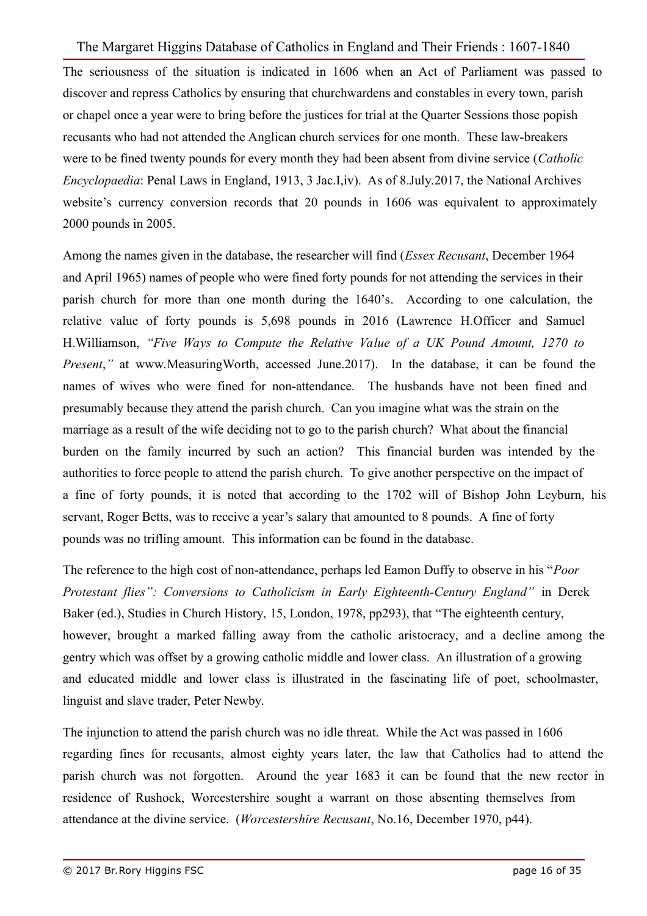The seriousness of the situation is indicated in 1606 when an Act of Parliament was passed to discover and repress Catholics by ensuring that churchwardens and constables in every town, parish or chapel once a year were to bring before the justices for trial at the Quarter Sessions those popish recusants who had not attended the Anglican church services for one month. These law-breakers were to be fined twenty pounds for every month they had been absent from divine service (*Catholic Encyclopaedia*: Penal Laws in England, 1913, 3 Jac.I,iv). As of 8.July.2017, the National Archives website's currency conversion records that 20 pounds in 1606 was equivalent to approximately 2000 pounds in 2005.

Among the names given in the database, the researcher will find (*Essex Recusant*, December 1964 and April 1965) names of people who were fined forty pounds for not attending the services in their parish church for more than one month during the 1640's. According to one calculation, the relative value of forty pounds is 5,698 pounds in 2016 (Lawrence H.Officer and Samuel H.Williamson, *"Five Ways to Compute the Relative Value of a UK Pound Amount, 1270 to Present,"* at www.MeasuringWorth, accessed June.2017). In the database, it can be found the names of wives who were fined for non-attendance. The husbands have not been fined and presumably because they attend the parish church. Can you imagine what was the strain on the marriage as a result of the wife deciding not to go to the parish church? What about the financial burden on the family incurred by such an action? This financial burden was intended by the authorities to force people to attend the parish church. To give another perspective on the impact of a fine of forty pounds, it is noted that according to the 1702 will of Bishop John Leyburn, his servant, Roger Betts, was to receive a year's salary that amounted to 8 pounds. A fine of forty pounds was no trifling amount. This information can be found in the database.

The reference to the high cost of non-attendance, perhaps led Eamon Duffy to observe in his "*Poor Protestant flies": Conversions to Catholicism in Early Eighteenth-Century England"* in Derek Baker (ed.), Studies in Church History, 15, London, 1978, pp293), that "The eighteenth century, however, brought a marked falling away from the catholic aristocracy, and a decline among the gentry which was offset by a growing catholic middle and lower class. An illustration of a growing and educated middle and lower class is illustrated in the fascinating life of poet, schoolmaster, linguist and slave trader, Peter Newby.

The injunction to attend the parish church was no idle threat. While the Act was passed in 1606 regarding fines for recusants, almost eighty years later, the law that Catholics had to attend the parish church was not forgotten. Around the year 1683 it can be found that the new rector in residence of Rushock, Worcestershire sought a warrant on those absenting themselves from attendance at the divine service. (*Worcestershire Recusant*, No.16, December 1970, p44).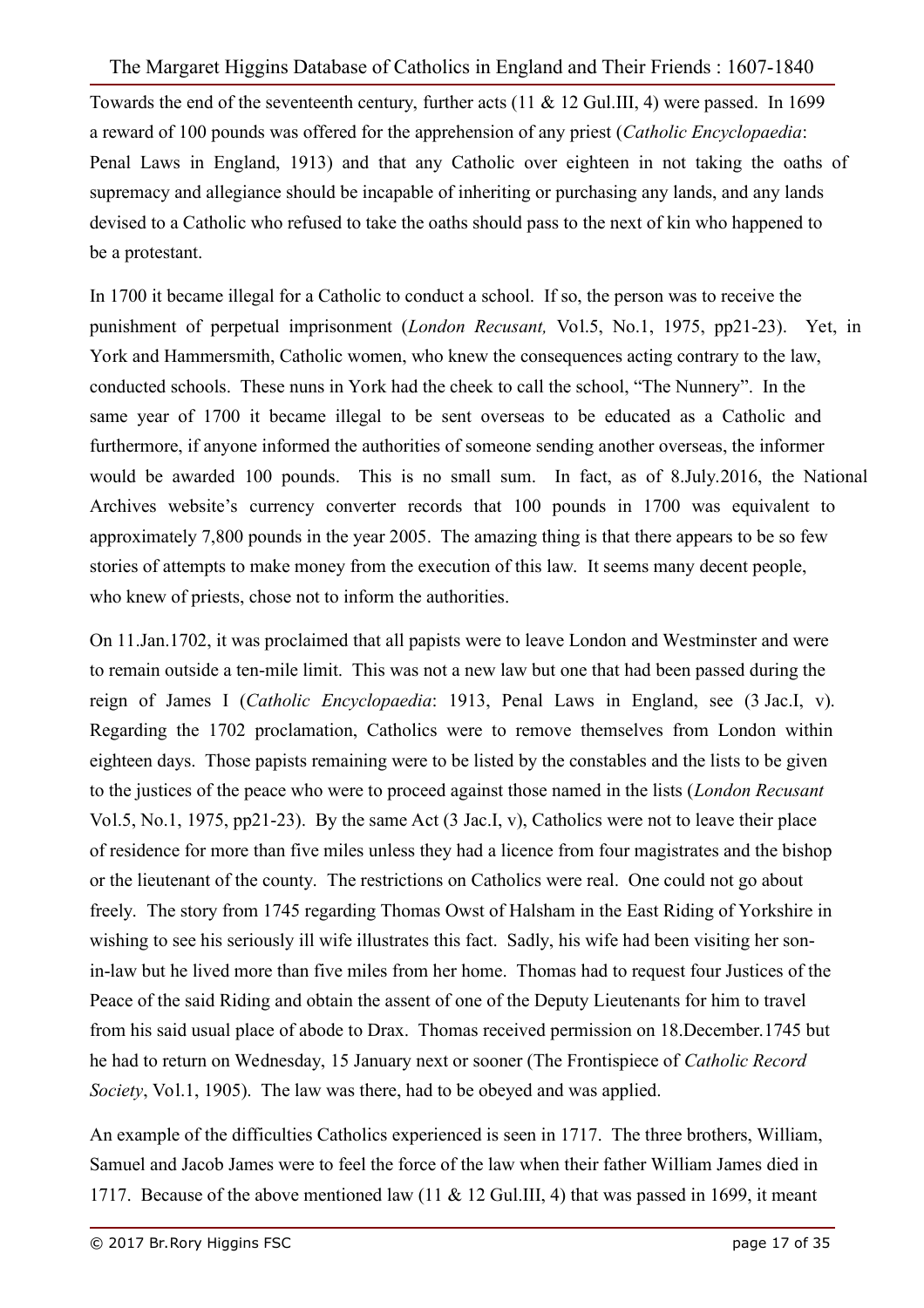Towards the end of the seventeenth century, further acts (11 & 12 Gul.III, 4) were passed. In 1699 a reward of 100 pounds was offered for the apprehension of any priest (*Catholic Encyclopaedia*: Penal Laws in England, 1913) and that any Catholic over eighteen in not taking the oaths of supremacy and allegiance should be incapable of inheriting or purchasing any lands, and any lands devised to a Catholic who refused to take the oaths should pass to the next of kin who happened to be a protestant.

In 1700 it became illegal for a Catholic to conduct a school. If so, the person was to receive the punishment of perpetual imprisonment (*London Recusant,* Vol.5, No.1, 1975, pp21-23). Yet, in York and Hammersmith, Catholic women, who knew the consequences acting contrary to the law, conducted schools. These nuns in York had the cheek to call the school, "The Nunnery". In the same year of 1700 it became illegal to be sent overseas to be educated as a Catholic and furthermore, if anyone informed the authorities of someone sending another overseas, the informer would be awarded 100 pounds. This is no small sum. In fact, as of 8.July.2016, the National Archives website's currency converter records that 100 pounds in 1700 was equivalent to approximately 7,800 pounds in the year 2005. The amazing thing is that there appears to be so few stories of attempts to make money from the execution of this law. It seems many decent people, who knew of priests, chose not to inform the authorities.

On 11.Jan.1702, it was proclaimed that all papists were to leave London and Westminster and were to remain outside a ten-mile limit. This was not a new law but one that had been passed during the reign of James I (*Catholic Encyclopaedia*: 1913, Penal Laws in England, see (3 Jac.I, v). Regarding the 1702 proclamation, Catholics were to remove themselves from London within eighteen days. Those papists remaining were to be listed by the constables and the lists to be given to the justices of the peace who were to proceed against those named in the lists (*London Recusant* Vol.5, No.1, 1975, pp21-23). By the same Act (3 Jac.I, v), Catholics were not to leave their place of residence for more than five miles unless they had a licence from four magistrates and the bishop or the lieutenant of the county. The restrictions on Catholics were real. One could not go about freely. The story from 1745 regarding Thomas Owst of Halsham in the East Riding of Yorkshire in wishing to see his seriously ill wife illustrates this fact. Sadly, his wife had been visiting her son-in-law but he lived more than five miles from her home. Thomas had to request four Justices of the Peace of the said Riding and obtain the assent of one of the Deputy Lieutenants for him to travel from his said usual place of abode to Drax. Thomas received permission on 18.December.1745 but he had to return on Wednesday, 15 January next or sooner (The Frontispiece of *Catholic Record Society*, Vol.1, 1905). The law was there, had to be obeyed and was applied.

An example of the difficulties Catholics experienced is seen in 1717. The three brothers, William, Samuel and Jacob James were to feel the force of the law when their father William James died in 1717. Because of the above mentioned law (11 & 12 Gul.III, 4) that was passed in 1699, it meant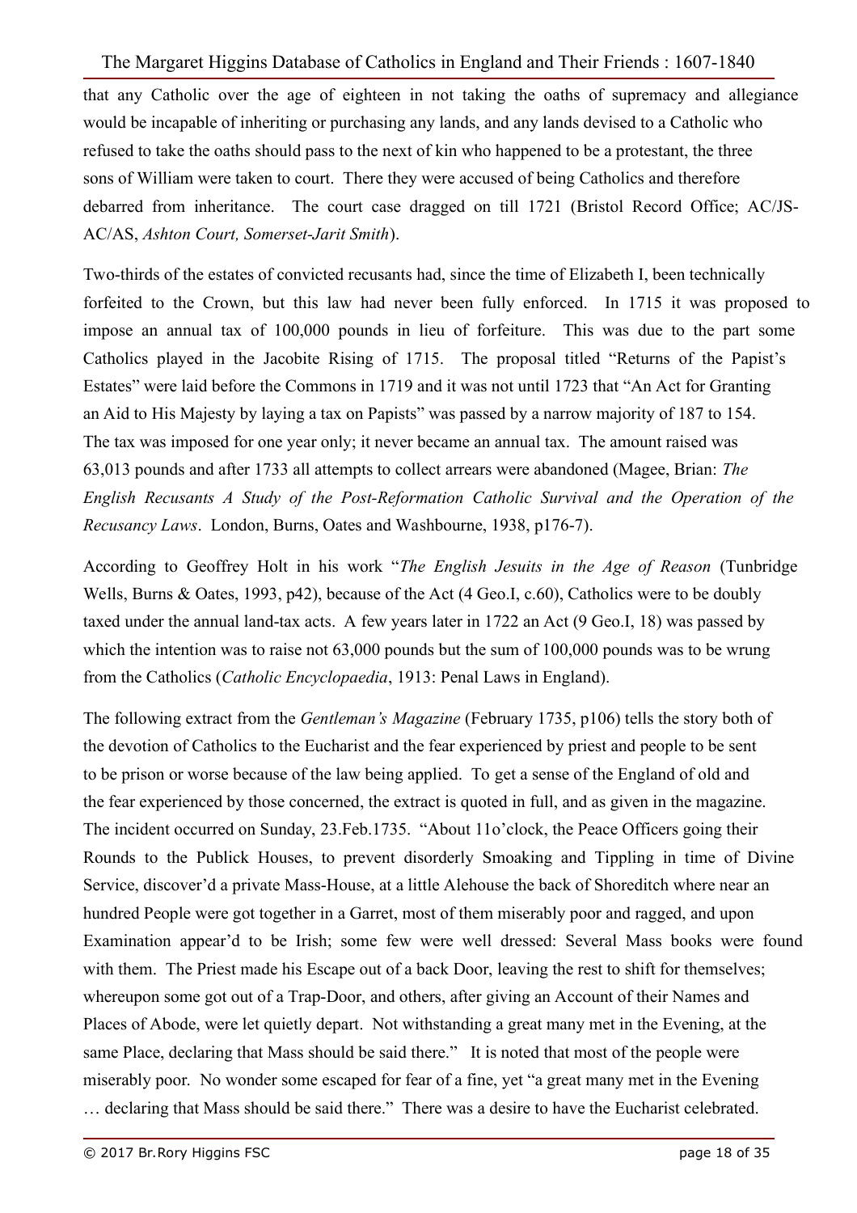that any Catholic over the age of eighteen in not taking the oaths of supremacy and allegiance would be incapable of inheriting or purchasing any lands, and any lands devised to a Catholic who refused to take the oaths should pass to the next of kin who happened to be a protestant, the three sons of William were taken to court. There they were accused of being Catholics and therefore debarred from inheritance. The court case dragged on till 1721 (Bristol Record Office; AC/JS-AC/AS, *Ashton Court, Somerset-Jarit Smith*).

Two-thirds of the estates of convicted recusants had, since the time of Elizabeth I, been technically forfeited to the Crown, but this law had never been fully enforced. In 1715 it was proposed to impose an annual tax of 100,000 pounds in lieu of forfeiture. This was due to the part some Catholics played in the Jacobite Rising of 1715. The proposal titled "Returns of the Papist's Estates" were laid before the Commons in 1719 and it was not until 1723 that "An Act for Granting an Aid to His Majesty by laying a tax on Papists" was passed by a narrow majority of 187 to 154. The tax was imposed for one year only; it never became an annual tax. The amount raised was 63,013 pounds and after 1733 all attempts to collect arrears were abandoned (Magee, Brian: *The English Recusants A Study of the Post-Reformation Catholic Survival and the Operation of the Recusancy Laws*. London, Burns, Oates and Washbourne, 1938, p176-7).

According to Geoffrey Holt in his work "*The English Jesuits in the Age of Reason* (Tunbridge Wells, Burns & Oates, 1993, p42), because of the Act (4 Geo.I, c.60), Catholics were to be doubly taxed under the annual land-tax acts. A few years later in 1722 an Act (9 Geo.I, 18) was passed by which the intention was to raise not 63,000 pounds but the sum of 100,000 pounds was to be wrung from the Catholics (*Catholic Encyclopaedia*, 1913: Penal Laws in England).

The following extract from the *Gentleman's Magazine* (February 1735, p106) tells the story both of the devotion of Catholics to the Eucharist and the fear experienced by priest and people to be sent to be prison or worse because of the law being applied. To get a sense of the England of old and the fear experienced by those concerned, the extract is quoted in full, and as given in the magazine. The incident occurred on Sunday, 23.Feb.1735. "About 11o'clock, the Peace Officers going their Rounds to the Publick Houses, to prevent disorderly Smoaking and Tippling in time of Divine Service, discover'd a private Mass-House, at a little Alehouse the back of Shoreditch where near an hundred People were got together in a Garret, most of them miserably poor and ragged, and upon Examination appear'd to be Irish; some few were well dressed: Several Mass books were found with them. The Priest made his Escape out of a back Door, leaving the rest to shift for themselves; whereupon some got out of a Trap-Door, and others, after giving an Account of their Names and Places of Abode, were let quietly depart. Not withstanding a great many met in the Evening, at the same Place, declaring that Mass should be said there." It is noted that most of the people were miserably poor. No wonder some escaped for fear of a fine, yet "a great many met in the Evening … declaring that Mass should be said there." There was a desire to have the Eucharist celebrated.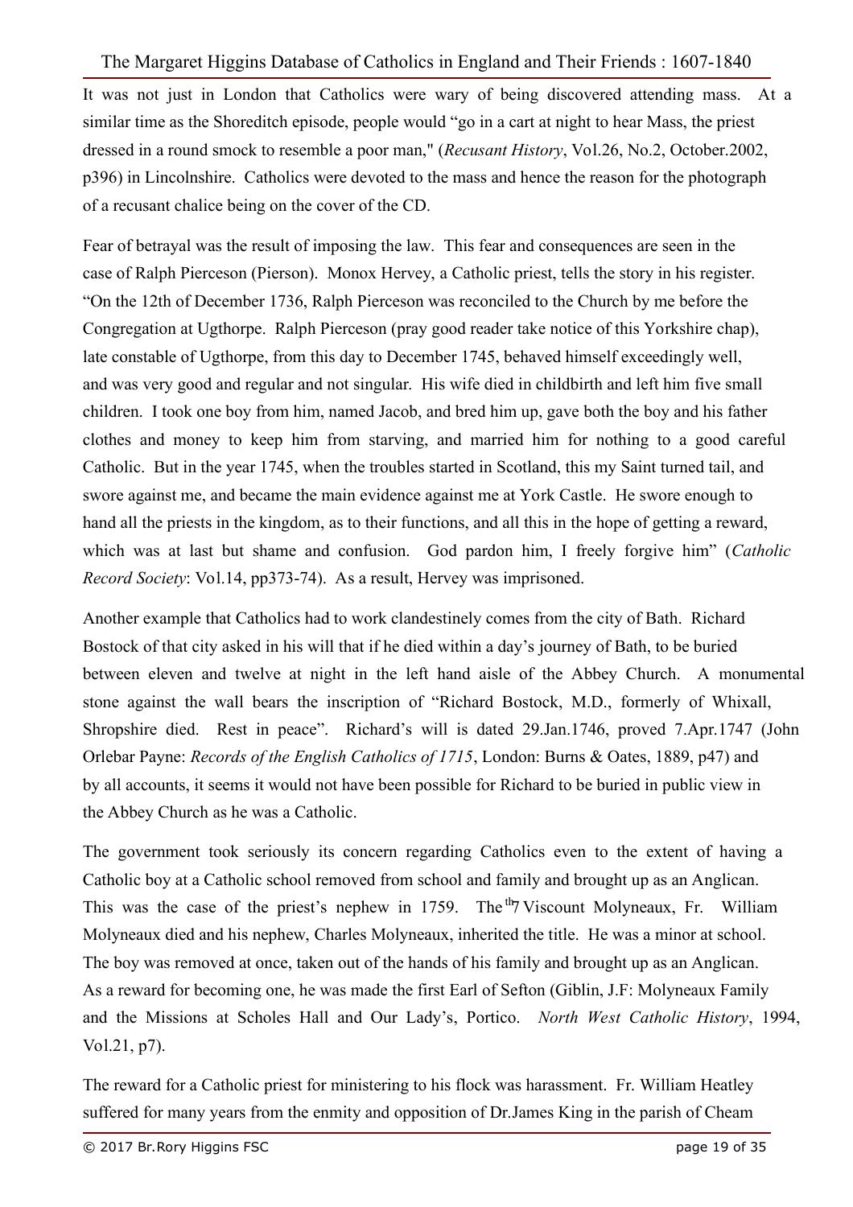It was not just in London that Catholics were wary of being discovered attending mass. At a similar time as the Shoreditch episode, people would "go in a cart at night to hear Mass, the priest dressed in a round smock to resemble a poor man," (*Recusant History*, Vol.26, No.2, October.2002, p396) in Lincolnshire. Catholics were devoted to the mass and hence the reason for the photograph of a recusant chalice being on the cover of the CD.

Fear of betrayal was the result of imposing the law. This fear and consequences are seen in the case of Ralph Pierceson (Pierson). Monox Hervey, a Catholic priest, tells the story in his register. "On the 12th of December 1736, Ralph Pierceson was reconciled to the Church by me before the Congregation at Ugthorpe. Ralph Pierceson (pray good reader take notice of this Yorkshire chap), late constable of Ugthorpe, from this day to December 1745, behaved himself exceedingly well, and was very good and regular and not singular. His wife died in childbirth and left him five small children. I took one boy from him, named Jacob, and bred him up, gave both the boy and his father clothes and money to keep him from starving, and married him for nothing to a good careful Catholic. But in the year 1745, when the troubles started in Scotland, this my Saint turned tail, and swore against me, and became the main evidence against me at York Castle. He swore enough to hand all the priests in the kingdom, as to their functions, and all this in the hope of getting a reward, which was at last but shame and confusion. God pardon him, I freely forgive him" (*Catholic Record Society*: Vol.14, pp373-74). As a result, Hervey was imprisoned.

Another example that Catholics had to work clandestinely comes from the city of Bath. Richard Bostock of that city asked in his will that if he died within a day's journey of Bath, to be buried between eleven and twelve at night in the left hand aisle of the Abbey Church. A monumental stone against the wall bears the inscription of "Richard Bostock, M.D., formerly of Whixall, Shropshire died. Rest in peace". Richard's will is dated 29.Jan.1746, proved 7.Apr.1747 (John Orlebar Payne: *Records of the English Catholics of 1715*, London: Burns & Oates, 1889, p47) and by all accounts, it seems it would not have been possible for Richard to be buried in public view in the Abbey Church as he was a Catholic.

The government took seriously its concern regarding Catholics even to the extent of having a Catholic boy at a Catholic school removed from school and family and brought up as an Anglican. This was the case of the priest's nephew in 1759. The 7th Viscount Molyneaux, Fr. William Molyneaux died and his nephew, Charles Molyneaux, inherited the title. He was a minor at school. The boy was removed at once, taken out of the hands of his family and brought up as an Anglican. As a reward for becoming one, he was made the first Earl of Sefton (Giblin, J.F: Molyneaux Family and the Missions at Scholes Hall and Our Lady's, Portico. *North West Catholic History*, 1994, Vol.21, p7).

The reward for a Catholic priest for ministering to his flock was harassment. Fr. William Heatley suffered for many years from the enmity and opposition of Dr.James King in the parish of Cheam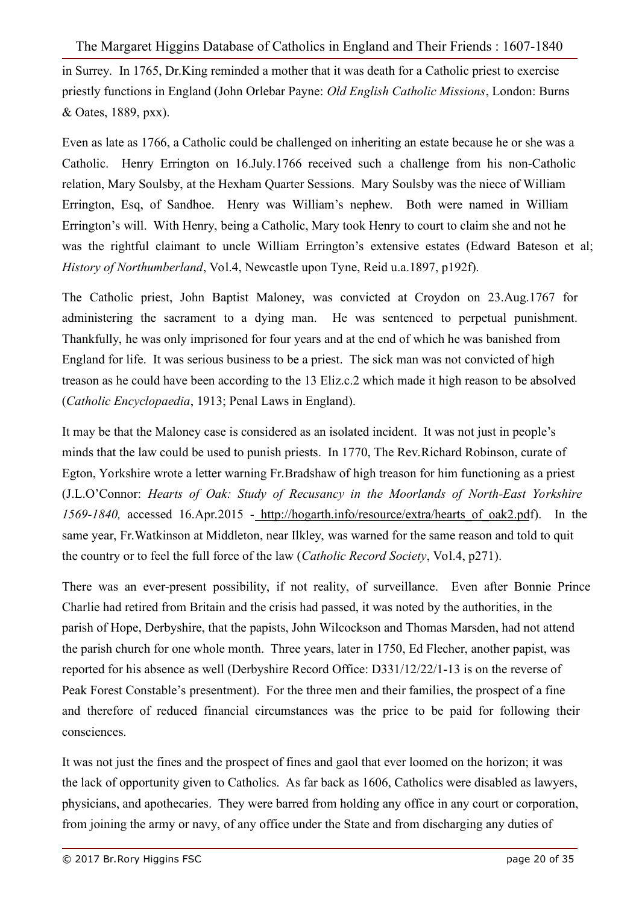in Surrey. In 1765, Dr.King reminded a mother that it was death for a Catholic priest to exercise priestly functions in England (John Orlebar Payne: *Old English Catholic Missions*, London: Burns & Oates, 1889, pxx).

Even as late as 1766, a Catholic could be challenged on inheriting an estate because he or she was a Catholic. Henry Errington on 16.July.1766 received such a challenge from his non-Catholic relation, Mary Soulsby, at the Hexham Quarter Sessions. Mary Soulsby was the niece of William Errington, Esq, of Sandhoe. Henry was William's nephew. Both were named in William Errington's will. With Henry, being a Catholic, Mary took Henry to court to claim she and not he was the rightful claimant to uncle William Errington's extensive estates (Edward Bateson et al; *History of Northumberland*, Vol.4, Newcastle upon Tyne, Reid u.a.1897, p192f).

The Catholic priest, John Baptist Maloney, was convicted at Croydon on 23.Aug.1767 for administering the sacrament to a dying man. He was sentenced to perpetual punishment. Thankfully, he was only imprisoned for four years and at the end of which he was banished from England for life. It was serious business to be a priest. The sick man was not convicted of high treason as he could have been according to the 13 Eliz.c.2 which made it high reason to be absolved (*Catholic Encyclopaedia*, 1913; Penal Laws in England).

It may be that the Maloney case is considered as an isolated incident. It was not just in people's minds that the law could be used to punish priests. In 1770, The Rev.Richard Robinson, curate of Egton, Yorkshire wrote a letter warning Fr.Bradshaw of high treason for him functioning as a priest (J.L.O'Connor: *Hearts of Oak: Study of Recusancy in the Moorlands of North-East Yorkshire 1569-1840,* accessed 16.Apr.2015 - http://hogarth.info/resource/extra/hearts_of_oak2.pdf). In the same year, Fr.Watkinson at Middleton, near Ilkley, was warned for the same reason and told to quit the country or to feel the full force of the law (*Catholic Record Society*, Vol.4, p271).

There was an ever-present possibility, if not reality, of surveillance. Even after Bonnie Prince Charlie had retired from Britain and the crisis had passed, it was noted by the authorities, in the parish of Hope, Derbyshire, that the papists, John Wilcockson and Thomas Marsden, had not attend the parish church for one whole month. Three years, later in 1750, Ed Flecher, another papist, was reported for his absence as well (Derbyshire Record Office: D331/12/22/1-13 is on the reverse of Peak Forest Constable's presentment). For the three men and their families, the prospect of a fine and therefore of reduced financial circumstances was the price to be paid for following their consciences.

It was not just the fines and the prospect of fines and gaol that ever loomed on the horizon; it was the lack of opportunity given to Catholics. As far back as 1606, Catholics were disabled as lawyers, physicians, and apothecaries. They were barred from holding any office in any court or corporation, from joining the army or navy, of any office under the State and from discharging any duties of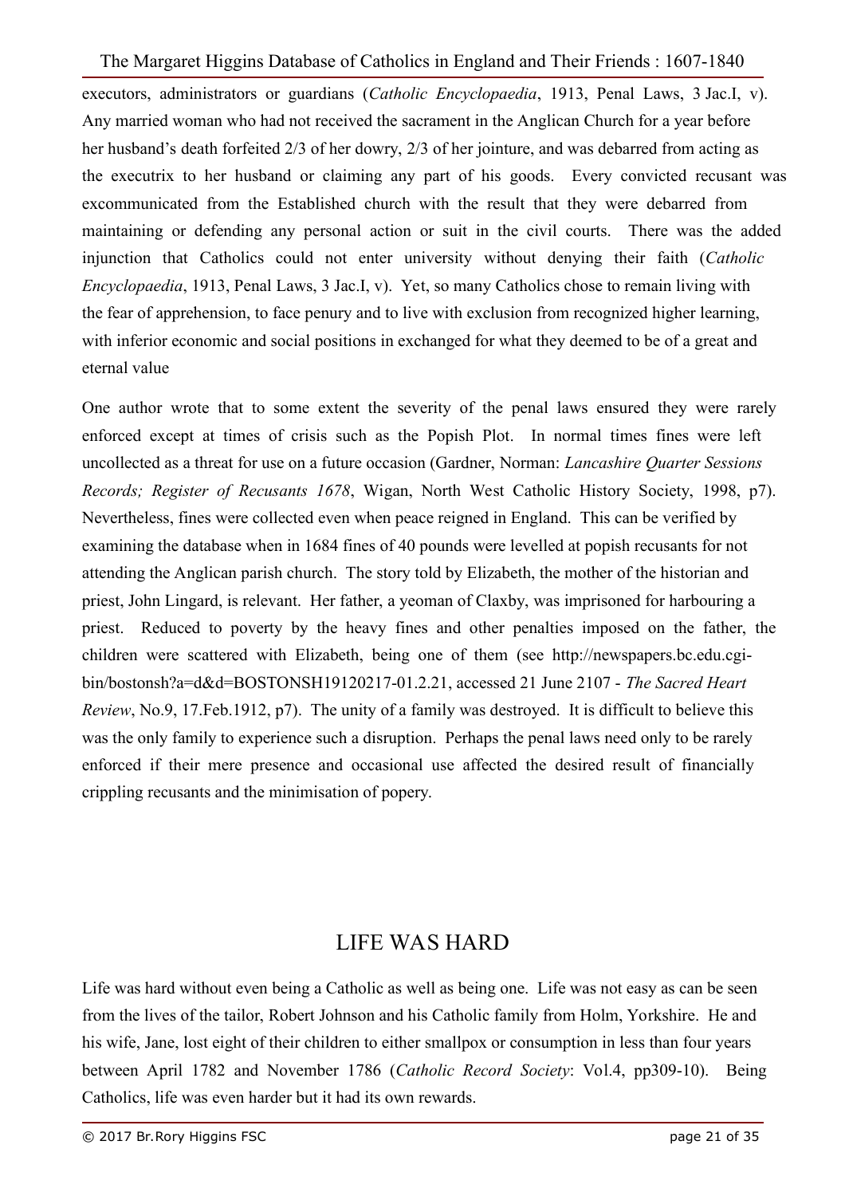executors, administrators or guardians (*Catholic Encyclopaedia*, 1913, Penal Laws, 3 Jac.I, v). Any married woman who had not received the sacrament in the Anglican Church for a year before her husband's death forfeited 2/3 of her dowry, 2/3 of her jointure, and was debarred from acting as the executrix to her husband or claiming any part of his goods. Every convicted recusant was excommunicated from the Established church with the result that they were debarred from maintaining or defending any personal action or suit in the civil courts. There was the added injunction that Catholics could not enter university without denying their faith (*Catholic Encyclopaedia*, 1913, Penal Laws, 3 Jac.I, v). Yet, so many Catholics chose to remain living with the fear of apprehension, to face penury and to live with exclusion from recognized higher learning, with inferior economic and social positions in exchanged for what they deemed to be of a great and eternal value

One author wrote that to some extent the severity of the penal laws ensured they were rarely enforced except at times of crisis such as the Popish Plot. In normal times fines were left uncollected as a threat for use on a future occasion (Gardner, Norman: *Lancashire Quarter Sessions Records; Register of Recusants 1678*, Wigan, North West Catholic History Society, 1998, p7). Nevertheless, fines were collected even when peace reigned in England. This can be verified by examining the database when in 1684 fines of 40 pounds were levelled at popish recusants for not attending the Anglican parish church. The story told by Elizabeth, the mother of the historian and priest, John Lingard, is relevant. Her father, a yeoman of Claxby, was imprisoned for harbouring a priest. Reduced to poverty by the heavy fines and other penalties imposed on the father, the children were scattered with Elizabeth, being one of them (see http://newspapers.bc.edu.cgi-bin/bostonsh?a=d&d=BOSTONSH19120217-01.2.21, accessed 21 June 2107 - *The Sacred Heart Review*, No.9, 17.Feb.1912, p7). The unity of a family was destroyed. It is difficult to believe this was the only family to experience such a disruption. Perhaps the penal laws need only to be rarely enforced if their mere presence and occasional use affected the desired result of financially crippling recusants and the minimisation of popery.

## LIFE WAS HARD

Life was hard without even being a Catholic as well as being one. Life was not easy as can be seen from the lives of the tailor, Robert Johnson and his Catholic family from Holm, Yorkshire. He and his wife, Jane, lost eight of their children to either smallpox or consumption in less than four years between April 1782 and November 1786 (*Catholic Record Society*: Vol.4, pp309-10). Being Catholics, life was even harder but it had its own rewards.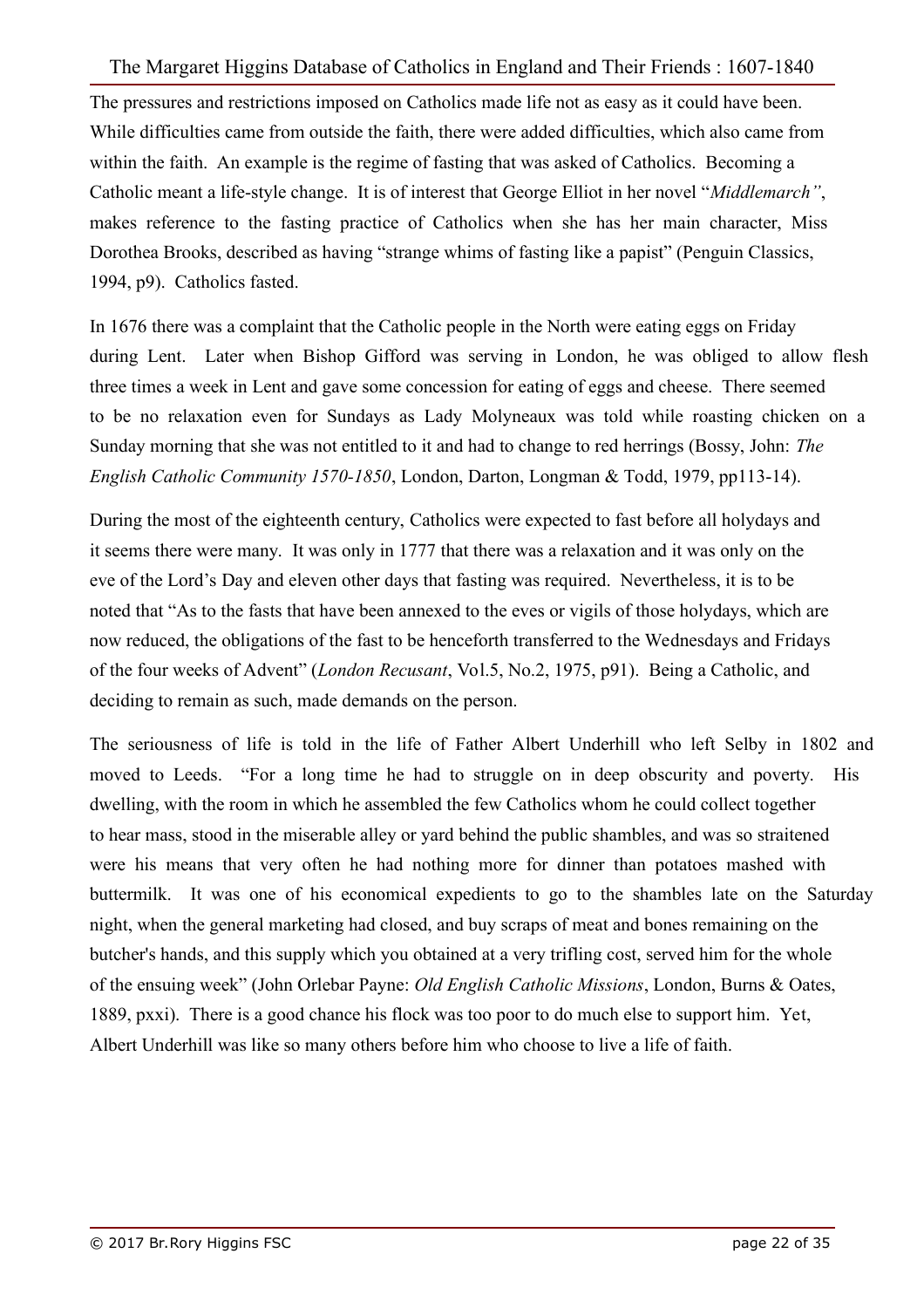The pressures and restrictions imposed on Catholics made life not as easy as it could have been. While difficulties came from outside the faith, there were added difficulties, which also came from within the faith. An example is the regime of fasting that was asked of Catholics. Becoming a Catholic meant a life-style change. It is of interest that George Elliot in her novel "*Middlemarch"*, makes reference to the fasting practice of Catholics when she has her main character, Miss Dorothea Brooks, described as having "strange whims of fasting like a papist" (Penguin Classics, 1994, p9). Catholics fasted.

In 1676 there was a complaint that the Catholic people in the North were eating eggs on Friday during Lent. Later when Bishop Gifford was serving in London, he was obliged to allow flesh three times a week in Lent and gave some concession for eating of eggs and cheese. There seemed to be no relaxation even for Sundays as Lady Molyneaux was told while roasting chicken on a Sunday morning that she was not entitled to it and had to change to red herrings (Bossy, John: *The English Catholic Community 1570-1850*, London, Darton, Longman & Todd, 1979, pp113-14).

During the most of the eighteenth century, Catholics were expected to fast before all holydays and it seems there were many. It was only in 1777 that there was a relaxation and it was only on the eve of the Lord's Day and eleven other days that fasting was required. Nevertheless, it is to be noted that "As to the fasts that have been annexed to the eves or vigils of those holydays, which are now reduced, the obligations of the fast to be henceforth transferred to the Wednesdays and Fridays of the four weeks of Advent" (*London Recusant*, Vol.5, No.2, 1975, p91). Being a Catholic, and deciding to remain as such, made demands on the person.

The seriousness of life is told in the life of Father Albert Underhill who left Selby in 1802 and moved to Leeds. "For a long time he had to struggle on in deep obscurity and poverty. His dwelling, with the room in which he assembled the few Catholics whom he could collect together to hear mass, stood in the miserable alley or yard behind the public shambles, and was so straitened were his means that very often he had nothing more for dinner than potatoes mashed with buttermilk. It was one of his economical expedients to go to the shambles late on the Saturday night, when the general marketing had closed, and buy scraps of meat and bones remaining on the butcher's hands, and this supply which you obtained at a very trifling cost, served him for the whole of the ensuing week" (John Orlebar Payne: *Old English Catholic Missions*, London, Burns & Oates, 1889, pxxi). There is a good chance his flock was too poor to do much else to support him. Yet, Albert Underhill was like so many others before him who choose to live a life of faith.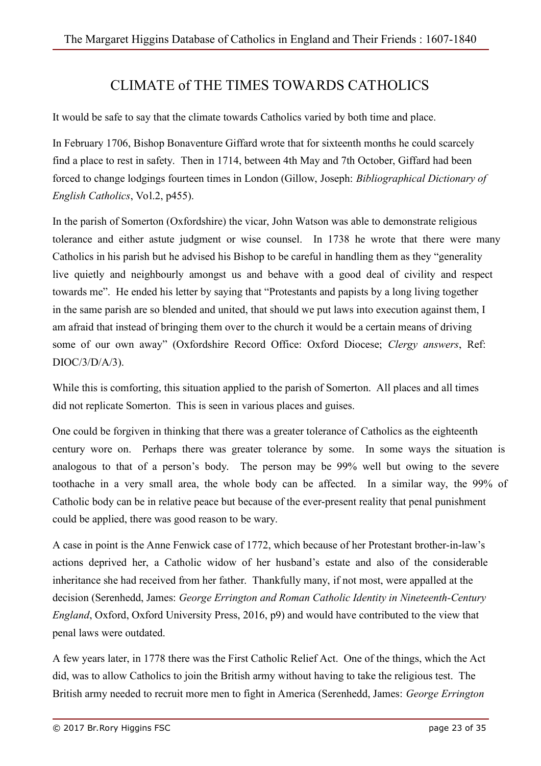# CLIMATE of THE TIMES TOWARDS CATHOLICS

It would be safe to say that the climate towards Catholics varied by both time and place.

In February 1706, Bishop Bonaventure Giffard wrote that for sixteenth months he could scarcely find a place to rest in safety. Then in 1714, between 4th May and 7th October, Giffard had been forced to change lodgings fourteen times in London (Gillow, Joseph: *Bibliographical Dictionary of English Catholics*, Vol.2, p455).

In the parish of Somerton (Oxfordshire) the vicar, John Watson was able to demonstrate religious tolerance and either astute judgment or wise counsel. In 1738 he wrote that there were many Catholics in his parish but he advised his Bishop to be careful in handling them as they "generality live quietly and neighbourly amongst us and behave with a good deal of civility and respect towards me". He ended his letter by saying that "Protestants and papists by a long living together in the same parish are so blended and united, that should we put laws into execution against them, I am afraid that instead of bringing them over to the church it would be a certain means of driving some of our own away" (Oxfordshire Record Office: Oxford Diocese; *Clergy answers*, Ref: DIOC/3/D/A/3).

While this is comforting, this situation applied to the parish of Somerton. All places and all times did not replicate Somerton. This is seen in various places and guises.

One could be forgiven in thinking that there was a greater tolerance of Catholics as the eighteenth century wore on. Perhaps there was greater tolerance by some. In some ways the situation is analogous to that of a person's body. The person may be 99% well but owing to the severe toothache in a very small area, the whole body can be affected. In a similar way, the 99% of Catholic body can be in relative peace but because of the ever-present reality that penal punishment could be applied, there was good reason to be wary.

A case in point is the Anne Fenwick case of 1772, which because of her Protestant brother-in-law's actions deprived her, a Catholic widow of her husband's estate and also of the considerable inheritance she had received from her father. Thankfully many, if not most, were appalled at the decision (Serenhedd, James: *George Errington and Roman Catholic Identity in Nineteenth-Century England*, Oxford, Oxford University Press, 2016, p9) and would have contributed to the view that penal laws were outdated.

A few years later, in 1778 there was the First Catholic Relief Act. One of the things, which the Act did, was to allow Catholics to join the British army without having to take the religious test. The British army needed to recruit more men to fight in America (Serenhedd, James: *George Errington*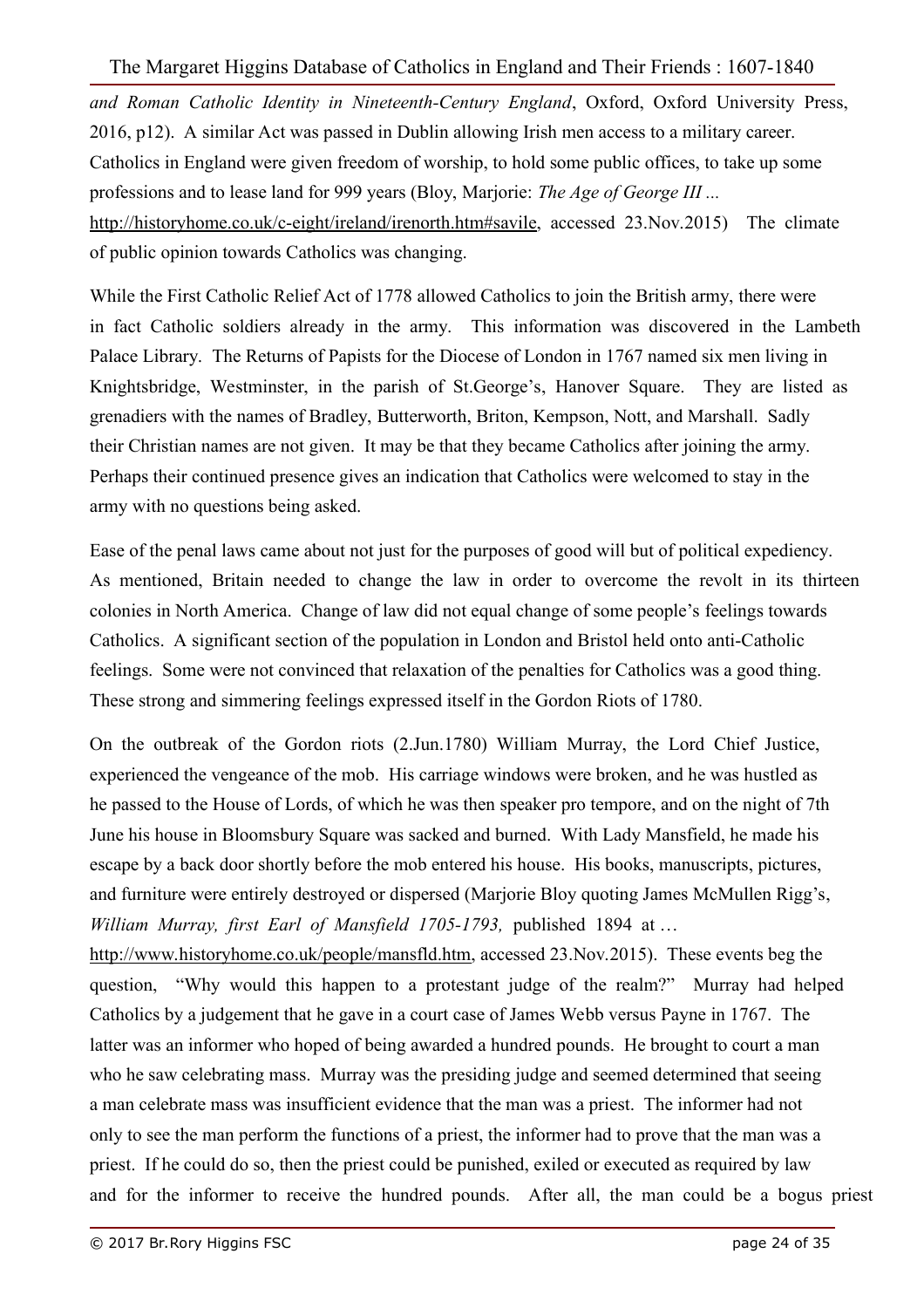*and Roman Catholic Identity in Nineteenth-Century England*, Oxford, Oxford University Press, 2016, p12). A similar Act was passed in Dublin allowing Irish men access to a military career. Catholics in England were given freedom of worship, to hold some public offices, to take up some professions and to lease land for 999 years (Bloy, Marjorie: *The Age of George III ...* http://historyhome.co.uk/c-eight/ireland/irenorth.htm#savile, accessed 23.Nov.2015) The climate of public opinion towards Catholics was changing.

While the First Catholic Relief Act of 1778 allowed Catholics to join the British army, there were in fact Catholic soldiers already in the army. This information was discovered in the Lambeth Palace Library. The Returns of Papists for the Diocese of London in 1767 named six men living in Knightsbridge, Westminster, in the parish of St.George's, Hanover Square. They are listed as grenadiers with the names of Bradley, Butterworth, Briton, Kempson, Nott, and Marshall. Sadly their Christian names are not given. It may be that they became Catholics after joining the army. Perhaps their continued presence gives an indication that Catholics were welcomed to stay in the army with no questions being asked.

Ease of the penal laws came about not just for the purposes of good will but of political expediency. As mentioned, Britain needed to change the law in order to overcome the revolt in its thirteen colonies in North America. Change of law did not equal change of some people's feelings towards Catholics. A significant section of the population in London and Bristol held onto anti-Catholic feelings. Some were not convinced that relaxation of the penalties for Catholics was a good thing. These strong and simmering feelings expressed itself in the Gordon Riots of 1780.

On the outbreak of the Gordon riots (2.Jun.1780) William Murray, the Lord Chief Justice, experienced the vengeance of the mob. His carriage windows were broken, and he was hustled as he passed to the House of Lords, of which he was then speaker pro tempore, and on the night of 7th June his house in Bloomsbury Square was sacked and burned. With Lady Mansfield, he made his escape by a back door shortly before the mob entered his house. His books, manuscripts, pictures, and furniture were entirely destroyed or dispersed (Marjorie Bloy quoting James McMullen Rigg's, *William Murray, first Earl of Mansfield 1705-1793,* published 1894 at … http://www.historyhome.co.uk/people/mansfld.htm, accessed 23.Nov.2015). These events beg the question, "Why would this happen to a protestant judge of the realm?" Murray had helped Catholics by a judgement that he gave in a court case of James Webb versus Payne in 1767. The latter was an informer who hoped of being awarded a hundred pounds. He brought to court a man who he saw celebrating mass. Murray was the presiding judge and seemed determined that seeing a man celebrate mass was insufficient evidence that the man was a priest. The informer had not only to see the man perform the functions of a priest, the informer had to prove that the man was a priest. If he could do so, then the priest could be punished, exiled or executed as required by law and for the informer to receive the hundred pounds. After all, the man could be a bogus priest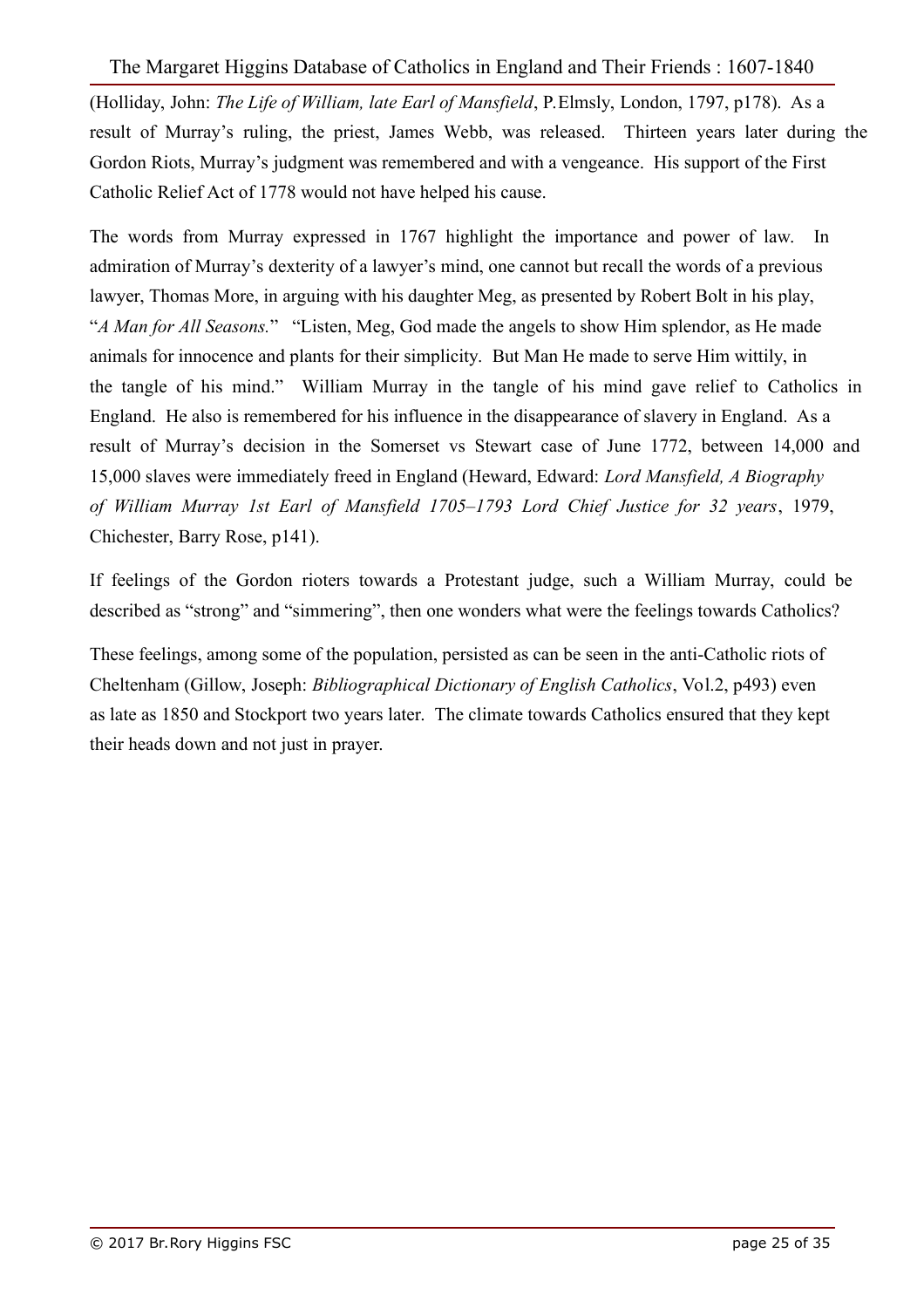(Holliday, John: *The Life of William, late Earl of Mansfield*, P. Elmsly, London, 1797, p178). As a result of Murray's ruling, the priest, James Webb, was released. Thirteen years later during the Gordon Riots, Murray's judgment was remembered and with a vengeance. His support of the First Catholic Relief Act of 1778 would not have helped his cause.

The words from Murray expressed in 1767 highlight the importance and power of law. In admiration of Murray's dexterity of a lawyer's mind, one cannot but recall the words of a previous lawyer, Thomas More, in arguing with his daughter Meg, as presented by Robert Bolt in his play, "*A Man for All Seasons.*" "Listen, Meg, God made the angels to show Him splendor, as He made animals for innocence and plants for their simplicity. But Man He made to serve Him wittily, in the tangle of his mind." William Murray in the tangle of his mind gave relief to Catholics in England. He also is remembered for his influence in the disappearance of slavery in England. As a result of Murray's decision in the Somerset vs Stewart case of June 1772, between 14,000 and 15,000 slaves were immediately freed in England (Heward, Edward: *Lord Mansfield, A Biography of William Murray 1st Earl of Mansfield 1705–1793 Lord Chief Justice for 32 years*, 1979, Chichester, Barry Rose, p141).

If feelings of the Gordon rioters towards a Protestant judge, such a William Murray, could be described as "strong" and "simmering", then one wonders what were the feelings towards Catholics?

These feelings, among some of the population, persisted as can be seen in the anti-Catholic riots of Cheltenham (Gillow, Joseph: *Bibliographical Dictionary of English Catholics*, Vol.2, p493) even as late as 1850 and Stockport two years later. The climate towards Catholics ensured that they kept their heads down and not just in prayer.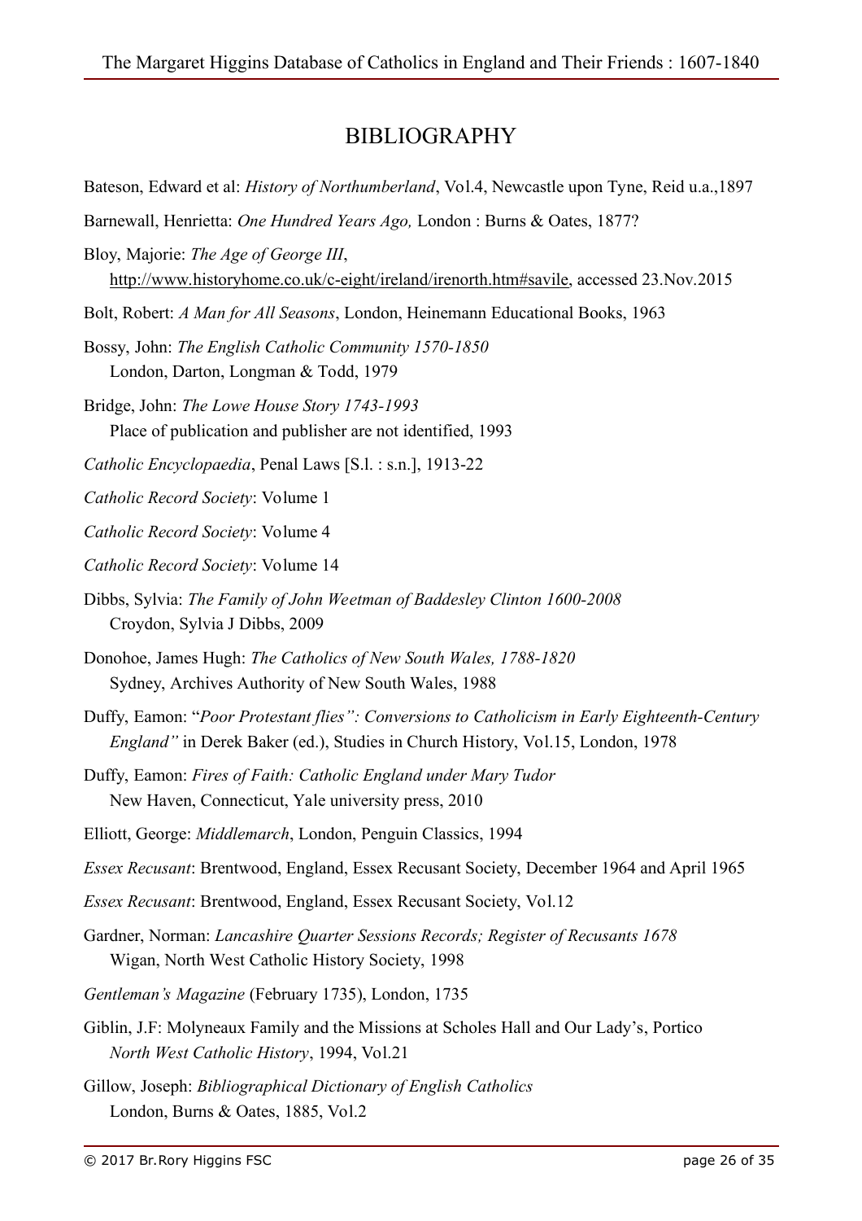# BIBLIOGRAPHY

Bateson, Edward et al: *History of Northumberland*, Vol.4, Newcastle upon Tyne, Reid u.a.,1897

Barnewall, Henrietta: *One Hundred Years Ago,* London : Burns & Oates, 1877?

Bloy, Majorie: *The Age of George III*, http://www.historyhome.co.uk/c-eight/ireland/irenorth.htm#savile, accessed 23.Nov.2015

Bolt, Robert: *A Man for All Seasons*, London, Heinemann Educational Books, 1963

Bossy, John: *The English Catholic Community 1570-1850* London, Darton, Longman & Todd, 1979

Bridge, John: *The Lowe House Story 1743-1993* Place of publication and publisher are not identified, 1993

*Catholic Encyclopaedia*, Penal Laws [S.l. : s.n.], 1913-22

*Catholic Record Society*: Volume 1

*Catholic Record Society*: Volume 4

*Catholic Record Society*: Volume 14

Dibbs, Sylvia: *The Family of John Weetman of Baddesley Clinton 1600-2008* Croydon, Sylvia J Dibbs, 2009

Donohoe, James Hugh: *The Catholics of New South Wales, 1788-1820* Sydney, Archives Authority of New South Wales, 1988

Duffy, Eamon: "*Poor Protestant flies": Conversions to Catholicism in Early Eighteenth-Century England"* in Derek Baker (ed.), Studies in Church History, Vol.15, London, 1978

Duffy, Eamon: *Fires of Faith: Catholic England under Mary Tudor* New Haven, Connecticut, Yale university press, 2010

Elliott, George: *Middlemarch*, London, Penguin Classics, 1994

*Essex Recusant*: Brentwood, England, Essex Recusant Society, December 1964 and April 1965

*Essex Recusant*: Brentwood, England, Essex Recusant Society, Vol.12

Gardner, Norman: *Lancashire Quarter Sessions Records; Register of Recusants 1678* Wigan, North West Catholic History Society, 1998

*Gentleman's Magazine* (February 1735), London, 1735

Giblin, J.F: Molyneaux Family and the Missions at Scholes Hall and Our Lady's, Portico *North West Catholic History*, 1994, Vol.21

Gillow, Joseph: *Bibliographical Dictionary of English Catholics* London, Burns & Oates, 1885, Vol.2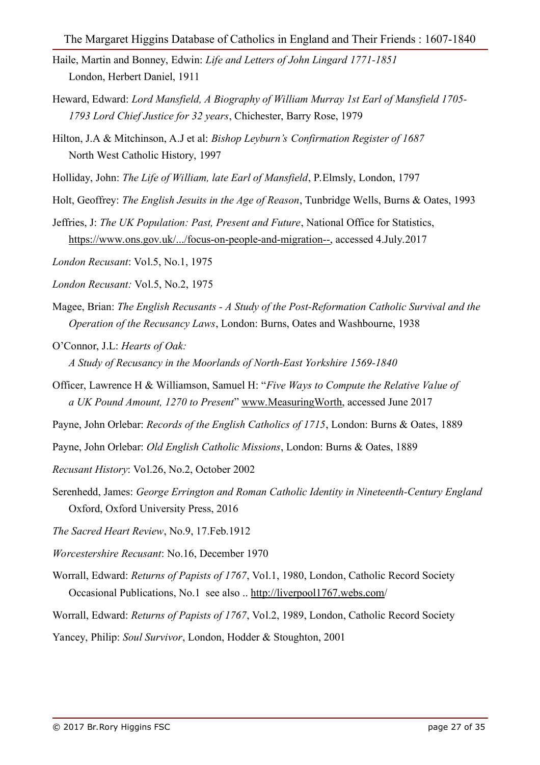Haile, Martin and Bonney, Edwin: *Life and Letters of John Lingard 1771-1851* London, Herbert Daniel, 1911

Heward, Edward: *Lord Mansfield, A Biography of William Murray 1st Earl of Mansfield 1705-1793 Lord Chief Justice for 32 years*, Chichester, Barry Rose, 1979

Hilton, J.A & Mitchinson, A.J et al: *Bishop Leyburn's Confirmation Register of 1687* North West Catholic History, 1997

Holliday, John: *The Life of William, late Earl of Mansfield*, P.Elmsly, London, 1797

Holt, Geoffrey: *The English Jesuits in the Age of Reason*, Tunbridge Wells, Burns & Oates, 1993

Jeffries, J: *The UK Population: Past, Present and Future*, National Office for Statistics, https://www.ons.gov.uk/.../focus-on-people-and-migration--, accessed 4.July.2017

*London Recusant*: Vol.5, No.1, 1975

*London Recusant:* Vol.5, No.2, 1975

Magee, Brian: *The English Recusants - A Study of the Post-Reformation Catholic Survival and the Operation of the Recusancy Laws*, London: Burns, Oates and Washbourne, 1938

O'Connor, J.L: *Hearts of Oak: A Study of Recusancy in the Moorlands of North-East Yorkshire 1569-1840*

Officer, Lawrence H & Williamson, Samuel H: "*Five Ways to Compute the Relative Value of a UK Pound Amount, 1270 to Present*" www.MeasuringWorth, accessed June 2017

Payne, John Orlebar: *Records of the English Catholics of 1715*, London: Burns & Oates, 1889

Payne, John Orlebar: *Old English Catholic Missions*, London: Burns & Oates, 1889

*Recusant History*: Vol.26, No.2, October 2002

Serenhedd, James: *George Errington and Roman Catholic Identity in Nineteenth-Century England* Oxford, Oxford University Press, 2016

*The Sacred Heart Review*, No.9, 17.Feb.1912

*Worcestershire Recusant*: No.16, December 1970

Worrall, Edward: *Returns of Papists of 1767*, Vol.1, 1980, London, Catholic Record Society Occasional Publications, No.1 see also .. http://liverpool1767.webs.com/

Worrall, Edward: *Returns of Papists of 1767*, Vol.2, 1989, London, Catholic Record Society

Yancey, Philip: *Soul Survivor*, London, Hodder & Stoughton, 2001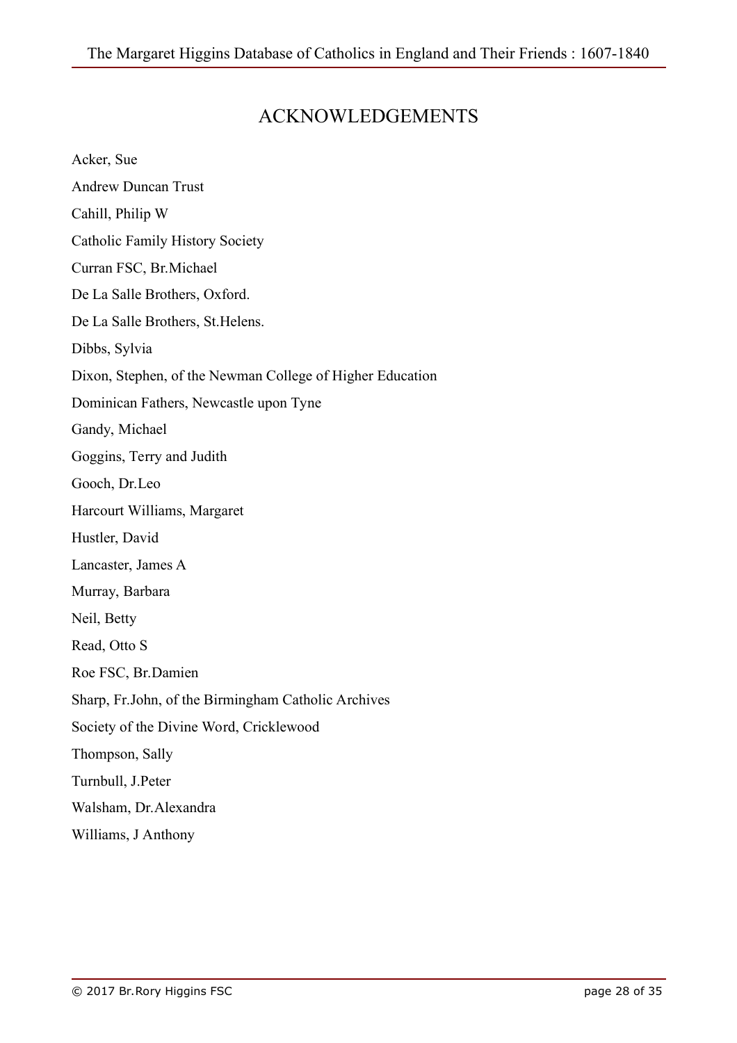# ACKNOWLEDGEMENTS

Acker, Sue

Andrew Duncan Trust

Cahill, Philip W

Catholic Family History Society

Curran FSC, Br.Michael

De La Salle Brothers, Oxford.

De La Salle Brothers, St.Helens.

Dibbs, Sylvia

Dixon, Stephen, of the Newman College of Higher Education

Dominican Fathers, Newcastle upon Tyne

Gandy, Michael

Goggins, Terry and Judith

Gooch, Dr.Leo

Harcourt Williams, Margaret

Hustler, David

Lancaster, James A

Murray, Barbara

Neil, Betty

Read, Otto S

Roe FSC, Br.Damien

Sharp, Fr.John, of the Birmingham Catholic Archives

Society of the Divine Word, Cricklewood

Thompson, Sally

Turnbull, J.Peter

Walsham, Dr.Alexandra

Williams, J Anthony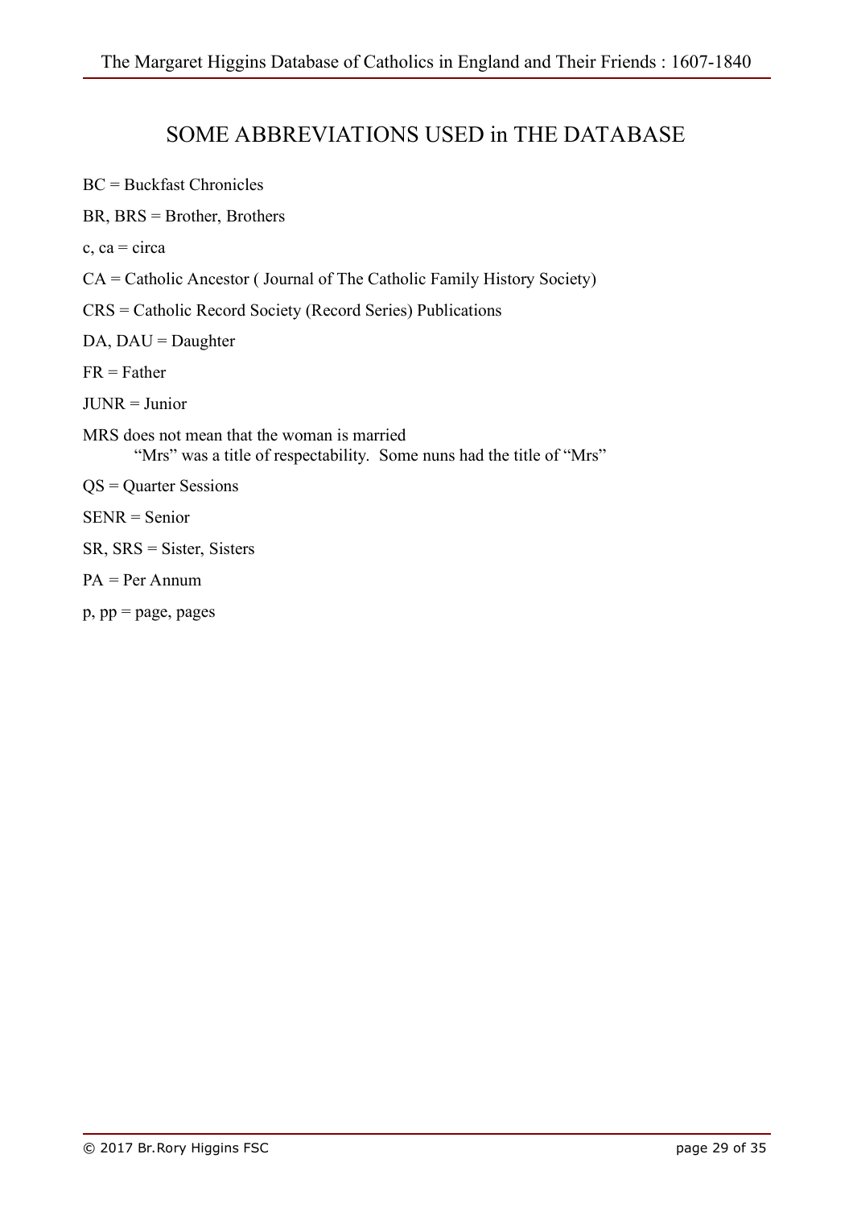# SOME ABBREVIATIONS USED in THE DATABASE

BC = Buckfast Chronicles

BR, BRS = Brother, Brothers

c, ca = circa

CA = Catholic Ancestor ( Journal of The Catholic Family History Society)

CRS = Catholic Record Society (Record Series) Publications

DA, DAU = Daughter

FR = Father

JUNR = Junior

MRS does not mean that the woman is married
"Mrs" was a title of respectability. Some nuns had the title of "Mrs"

QS = Quarter Sessions

SENR = Senior

SR, SRS = Sister, Sisters

PA = Per Annum

p, pp = page, pages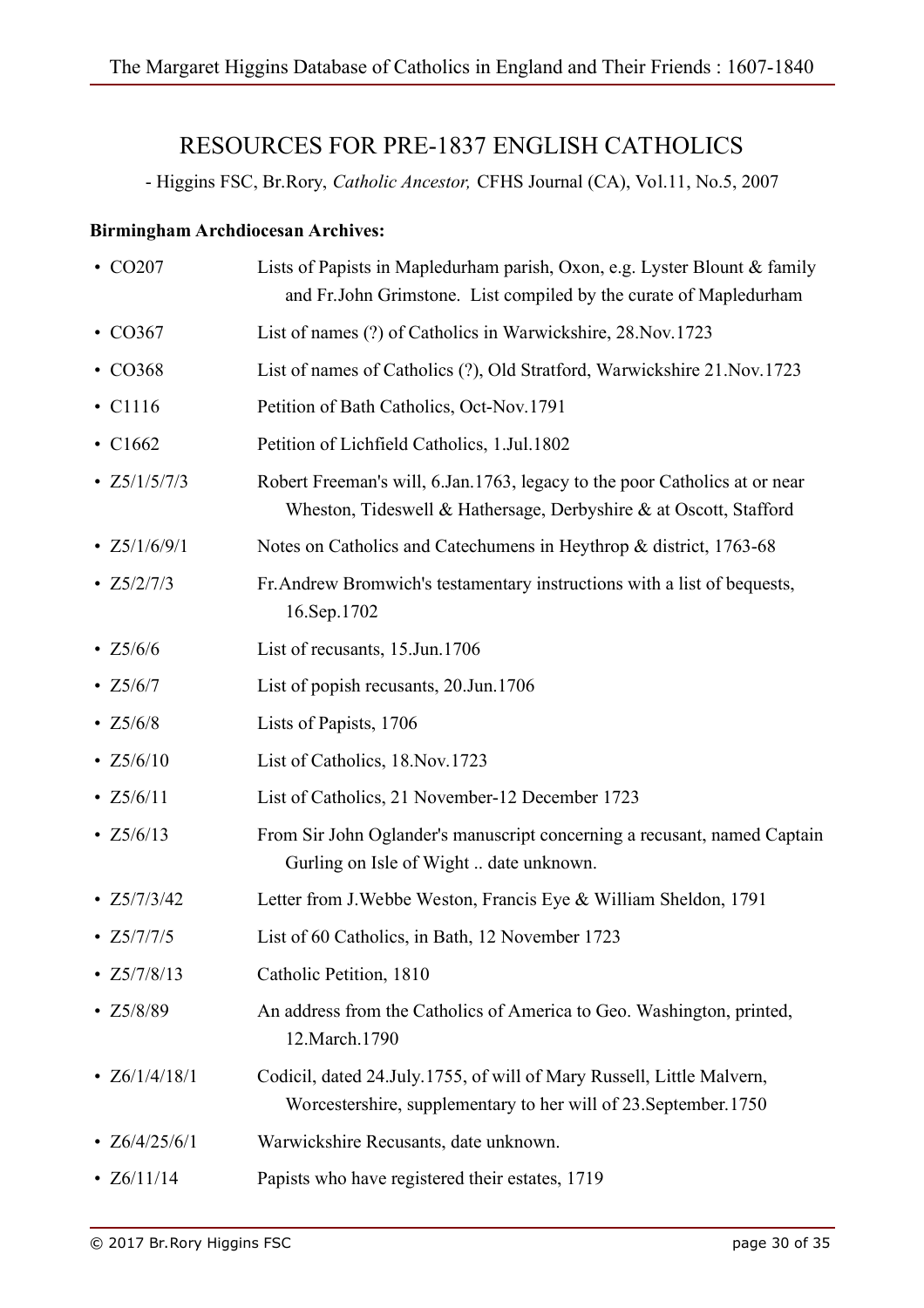## RESOURCES FOR PRE-1837 ENGLISH CATHOLICS

- Higgins FSC, Br.Rory, *Catholic Ancestor,* CFHS Journal (CA), Vol.11, No.5, 2007

**Birmingham Archdiocesan Archives:**

- CO207 — Lists of Papists in Mapledurham parish, Oxon, e.g. Lyster Blount & family and Fr.John Grimstone. List compiled by the curate of Mapledurham
- CO367 — List of names (?) of Catholics in Warwickshire, 28.Nov.1723
- CO368 — List of names of Catholics (?), Old Stratford, Warwickshire 21.Nov.1723
- C1116 — Petition of Bath Catholics, Oct-Nov.1791
- C1662 — Petition of Lichfield Catholics, 1.Jul.1802
- Z5/1/5/7/3 — Robert Freeman's will, 6.Jan.1763, legacy to the poor Catholics at or near Wheston, Tideswell & Hathersage, Derbyshire & at Oscott, Stafford
- Z5/1/6/9/1 — Notes on Catholics and Catechumens in Heythrop & district, 1763-68
- Z5/2/7/3 — Fr.Andrew Bromwich's testamentary instructions with a list of bequests, 16.Sep.1702
- Z5/6/6 — List of recusants, 15.Jun.1706
- Z5/6/7 — List of popish recusants, 20.Jun.1706
- Z5/6/8 — Lists of Papists, 1706
- Z5/6/10 — List of Catholics, 18.Nov.1723
- Z5/6/11 — List of Catholics, 21 November-12 December 1723
- Z5/6/13 — From Sir John Oglander's manuscript concerning a recusant, named Captain Gurling on Isle of Wight .. date unknown.
- Z5/7/3/42 — Letter from J.Webbe Weston, Francis Eye & William Sheldon, 1791
- Z5/7/7/5 — List of 60 Catholics, in Bath, 12 November 1723
- Z5/7/8/13 — Catholic Petition, 1810
- Z5/8/89 — An address from the Catholics of America to Geo. Washington, printed, 12.March.1790
- Z6/1/4/18/1 — Codicil, dated 24.July.1755, of will of Mary Russell, Little Malvern, Worcestershire, supplementary to her will of 23.September.1750
- Z6/4/25/6/1 — Warwickshire Recusants, date unknown.
- Z6/11/14 — Papists who have registered their estates, 1719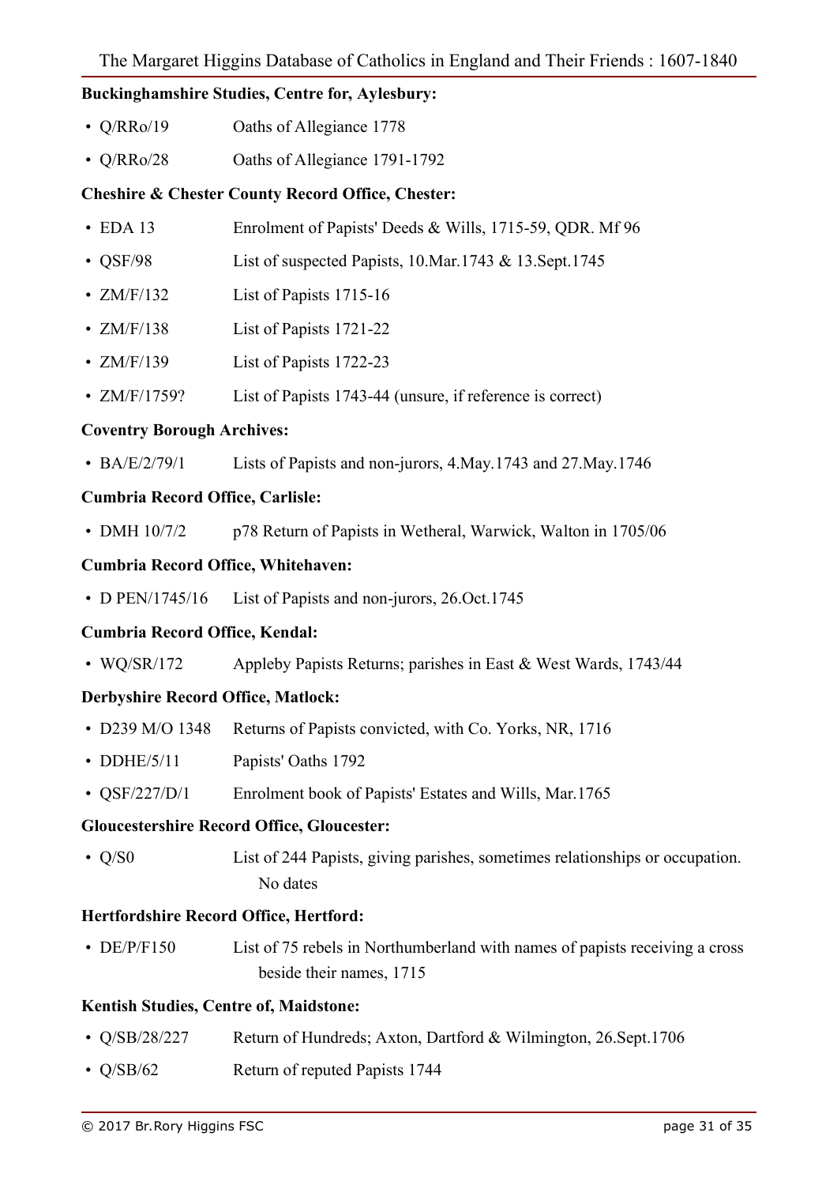**Buckinghamshire Studies, Centre for, Aylesbury:**

- Q/RRo/19 Oaths of Allegiance 1778
- Q/RRo/28 Oaths of Allegiance 1791-1792

**Cheshire & Chester County Record Office, Chester:**

- EDA 13 Enrolment of Papists' Deeds & Wills, 1715-59, QDR. Mf 96
- QSF/98 List of suspected Papists, 10.Mar.1743 & 13.Sept.1745
- ZM/F/132 List of Papists 1715-16
- ZM/F/138 List of Papists 1721-22
- ZM/F/139 List of Papists 1722-23
- ZM/F/1759? List of Papists 1743-44 (unsure, if reference is correct)

**Coventry Borough Archives:**

- BA/E/2/79/1 Lists of Papists and non-jurors, 4.May.1743 and 27.May.1746

**Cumbria Record Office, Carlisle:**

- DMH 10/7/2 p78 Return of Papists in Wetheral, Warwick, Walton in 1705/06

**Cumbria Record Office, Whitehaven:**

- D PEN/1745/16 List of Papists and non-jurors, 26.Oct.1745

**Cumbria Record Office, Kendal:**

- WQ/SR/172 Appleby Papists Returns; parishes in East & West Wards, 1743/44

**Derbyshire Record Office, Matlock:**

- D239 M/O 1348 Returns of Papists convicted, with Co. Yorks, NR, 1716
- DDHE/5/11 Papists' Oaths 1792
- QSF/227/D/1 Enrolment book of Papists' Estates and Wills, Mar.1765

**Gloucestershire Record Office, Gloucester:**

- Q/S0 List of 244 Papists, giving parishes, sometimes relationships or occupation. No dates

**Hertfordshire Record Office, Hertford:**

- DE/P/F150 List of 75 rebels in Northumberland with names of papists receiving a cross beside their names, 1715

**Kentish Studies, Centre of, Maidstone:**

- Q/SB/28/227 Return of Hundreds; Axton, Dartford & Wilmington, 26.Sept.1706
- Q/SB/62 Return of reputed Papists 1744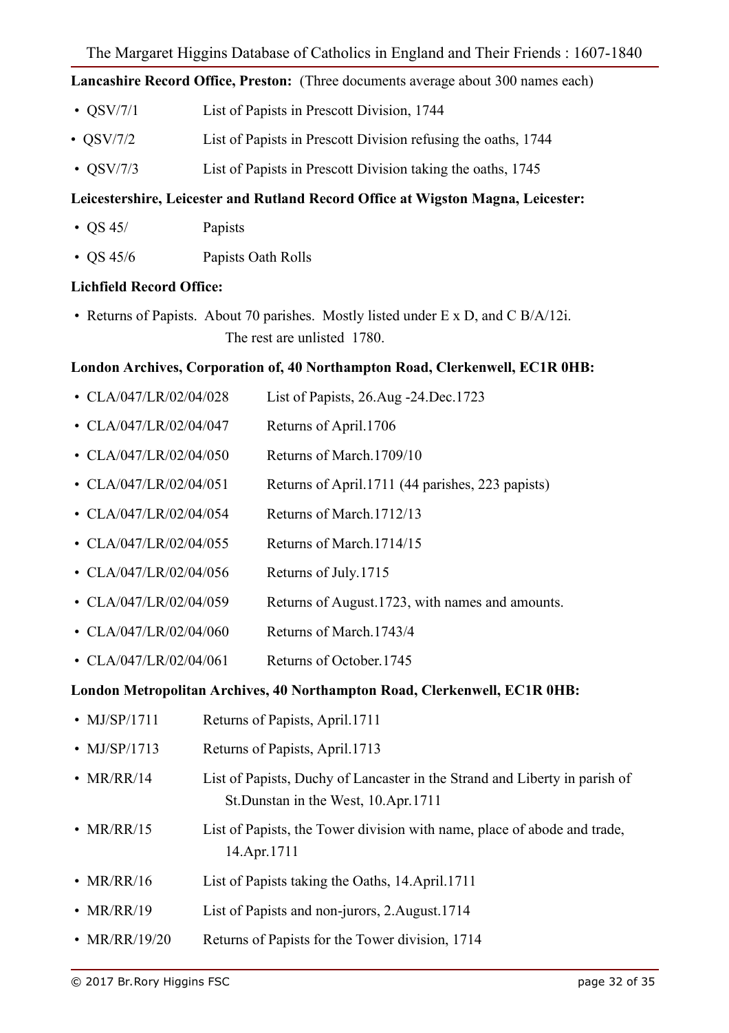**Lancashire Record Office, Preston:** (Three documents average about 300 names each)

- QSV/7/1 List of Papists in Prescott Division, 1744
- QSV/7/2 List of Papists in Prescott Division refusing the oaths, 1744
- QSV/7/3 List of Papists in Prescott Division taking the oaths, 1745

**Leicestershire, Leicester and Rutland Record Office at Wigston Magna, Leicester:**

- QS 45/ Papists
- QS 45/6 Papists Oath Rolls

**Lichfield Record Office:**

- Returns of Papists. About 70 parishes. Mostly listed under E x D, and C B/A/12i. The rest are unlisted 1780.

**London Archives, Corporation of, 40 Northampton Road, Clerkenwell, EC1R 0HB:**

- CLA/047/LR/02/04/028 List of Papists, 26.Aug -24.Dec.1723
- CLA/047/LR/02/04/047 Returns of April.1706
- CLA/047/LR/02/04/050 Returns of March.1709/10
- CLA/047/LR/02/04/051 Returns of April.1711 (44 parishes, 223 papists)
- CLA/047/LR/02/04/054 Returns of March.1712/13
- CLA/047/LR/02/04/055 Returns of March.1714/15
- CLA/047/LR/02/04/056 Returns of July.1715
- CLA/047/LR/02/04/059 Returns of August.1723, with names and amounts.
- CLA/047/LR/02/04/060 Returns of March.1743/4
- CLA/047/LR/02/04/061 Returns of October.1745

**London Metropolitan Archives, 40 Northampton Road, Clerkenwell, EC1R 0HB:**

- MJ/SP/1711 Returns of Papists, April.1711
- MJ/SP/1713 Returns of Papists, April.1713
- MR/RR/14 List of Papists, Duchy of Lancaster in the Strand and Liberty in parish of St.Dunstan in the West, 10.Apr.1711
- MR/RR/15 List of Papists, the Tower division with name, place of abode and trade, 14.Apr.1711
- MR/RR/16 List of Papists taking the Oaths, 14.April.1711
- MR/RR/19 List of Papists and non-jurors, 2.August.1714
- MR/RR/19/20 Returns of Papists for the Tower division, 1714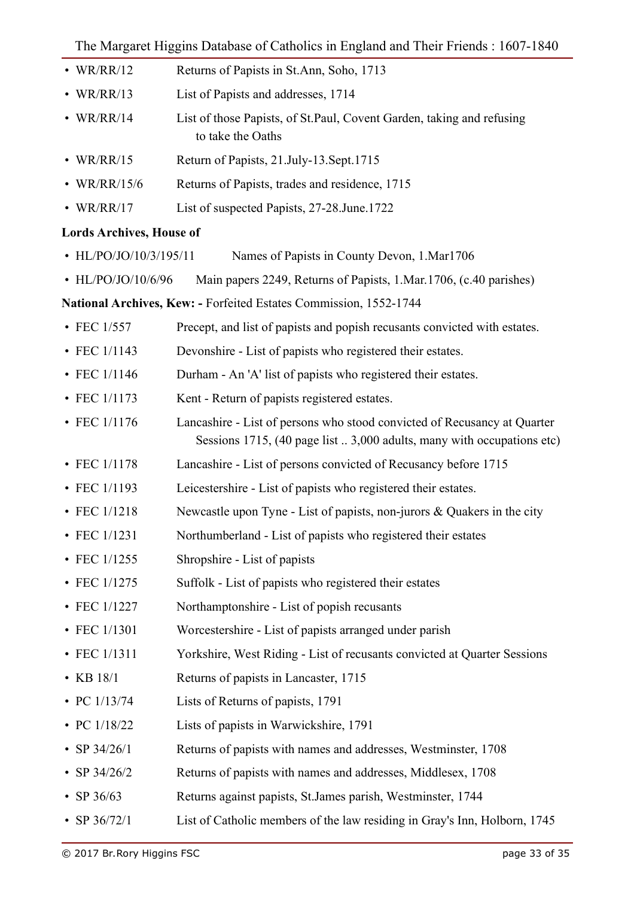- WR/RR/12 Returns of Papists in St.Ann, Soho, 1713
- WR/RR/13 List of Papists and addresses, 1714
- WR/RR/14 List of those Papists, of St.Paul, Covent Garden, taking and refusing to take the Oaths
- WR/RR/15 Return of Papists, 21.July-13.Sept.1715
- WR/RR/15/6 Returns of Papists, trades and residence, 1715
- WR/RR/17 List of suspected Papists, 27-28.June.1722

**Lords Archives, House of**

- HL/PO/JO/10/3/195/11 Names of Papists in County Devon, 1.Mar1706
- HL/PO/JO/10/6/96 Main papers 2249, Returns of Papists, 1.Mar.1706, (c.40 parishes)

**National Archives, Kew: -** Forfeited Estates Commission, 1552-1744

- FEC 1/557 Precept, and list of papists and popish recusants convicted with estates.
- FEC 1/1143 Devonshire - List of papists who registered their estates.
- FEC 1/1146 Durham - An 'A' list of papists who registered their estates.
- FEC 1/1173 Kent - Return of papists registered estates.
- FEC 1/1176 Lancashire - List of persons who stood convicted of Recusancy at Quarter Sessions 1715, (40 page list .. 3,000 adults, many with occupations etc)
- FEC 1/1178 Lancashire - List of persons convicted of Recusancy before 1715
- FEC 1/1193 Leicestershire - List of papists who registered their estates.
- FEC 1/1218 Newcastle upon Tyne - List of papists, non-jurors & Quakers in the city
- FEC 1/1231 Northumberland - List of papists who registered their estates
- FEC 1/1255 Shropshire - List of papists
- FEC 1/1275 Suffolk - List of papists who registered their estates
- FEC 1/1227 Northamptonshire - List of popish recusants
- FEC 1/1301 Worcestershire - List of papists arranged under parish
- FEC 1/1311 Yorkshire, West Riding - List of recusants convicted at Quarter Sessions
- KB 18/1 Returns of papists in Lancaster, 1715
- PC 1/13/74 Lists of Returns of papists, 1791
- PC 1/18/22 Lists of papists in Warwickshire, 1791
- SP 34/26/1 Returns of papists with names and addresses, Westminster, 1708
- SP 34/26/2 Returns of papists with names and addresses, Middlesex, 1708
- SP 36/63 Returns against papists, St.James parish, Westminster, 1744
- SP 36/72/1 List of Catholic members of the law residing in Gray's Inn, Holborn, 1745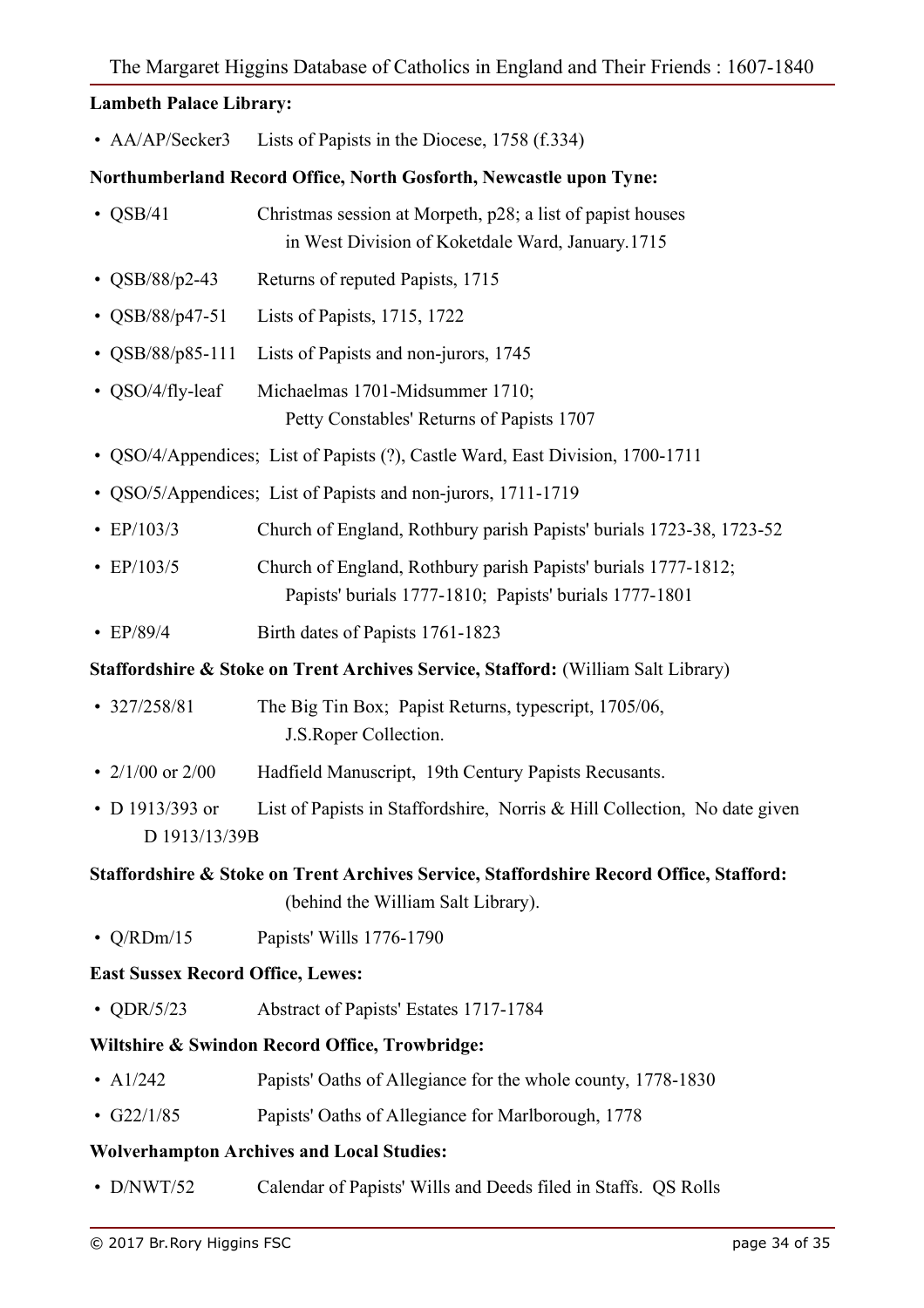**Lambeth Palace Library:**

- AA/AP/Secker3 Lists of Papists in the Diocese, 1758 (f.334)

**Northumberland Record Office, North Gosforth, Newcastle upon Tyne:**

- QSB/41 Christmas session at Morpeth, p28; a list of papist houses in West Division of Koketdale Ward, January.1715
- QSB/88/p2-43 Returns of reputed Papists, 1715
- QSB/88/p47-51 Lists of Papists, 1715, 1722
- QSB/88/p85-111 Lists of Papists and non-jurors, 1745
- QSO/4/fly-leaf Michaelmas 1701-Midsummer 1710; Petty Constables' Returns of Papists 1707
- QSO/4/Appendices; List of Papists (?), Castle Ward, East Division, 1700-1711
- QSO/5/Appendices; List of Papists and non-jurors, 1711-1719
- EP/103/3 Church of England, Rothbury parish Papists' burials 1723-38, 1723-52
- EP/103/5 Church of England, Rothbury parish Papists' burials 1777-1812; Papists' burials 1777-1810; Papists' burials 1777-1801
- EP/89/4 Birth dates of Papists 1761-1823

**Staffordshire & Stoke on Trent Archives Service, Stafford:** (William Salt Library)

- 327/258/81 The Big Tin Box; Papist Returns, typescript, 1705/06, J.S.Roper Collection.
- 2/1/00 or 2/00 Hadfield Manuscript, 19th Century Papists Recusants.
- D 1913/393 or D 1913/13/39B List of Papists in Staffordshire, Norris & Hill Collection, No date given

**Staffordshire & Stoke on Trent Archives Service, Staffordshire Record Office, Stafford:** (behind the William Salt Library).

- Q/RDm/15 Papists' Wills 1776-1790

**East Sussex Record Office, Lewes:**

- QDR/5/23 Abstract of Papists' Estates 1717-1784

**Wiltshire & Swindon Record Office, Trowbridge:**

- A1/242 Papists' Oaths of Allegiance for the whole county, 1778-1830
- G22/1/85 Papists' Oaths of Allegiance for Marlborough, 1778

**Wolverhampton Archives and Local Studies:**

- D/NWT/52 Calendar of Papists' Wills and Deeds filed in Staffs. QS Rolls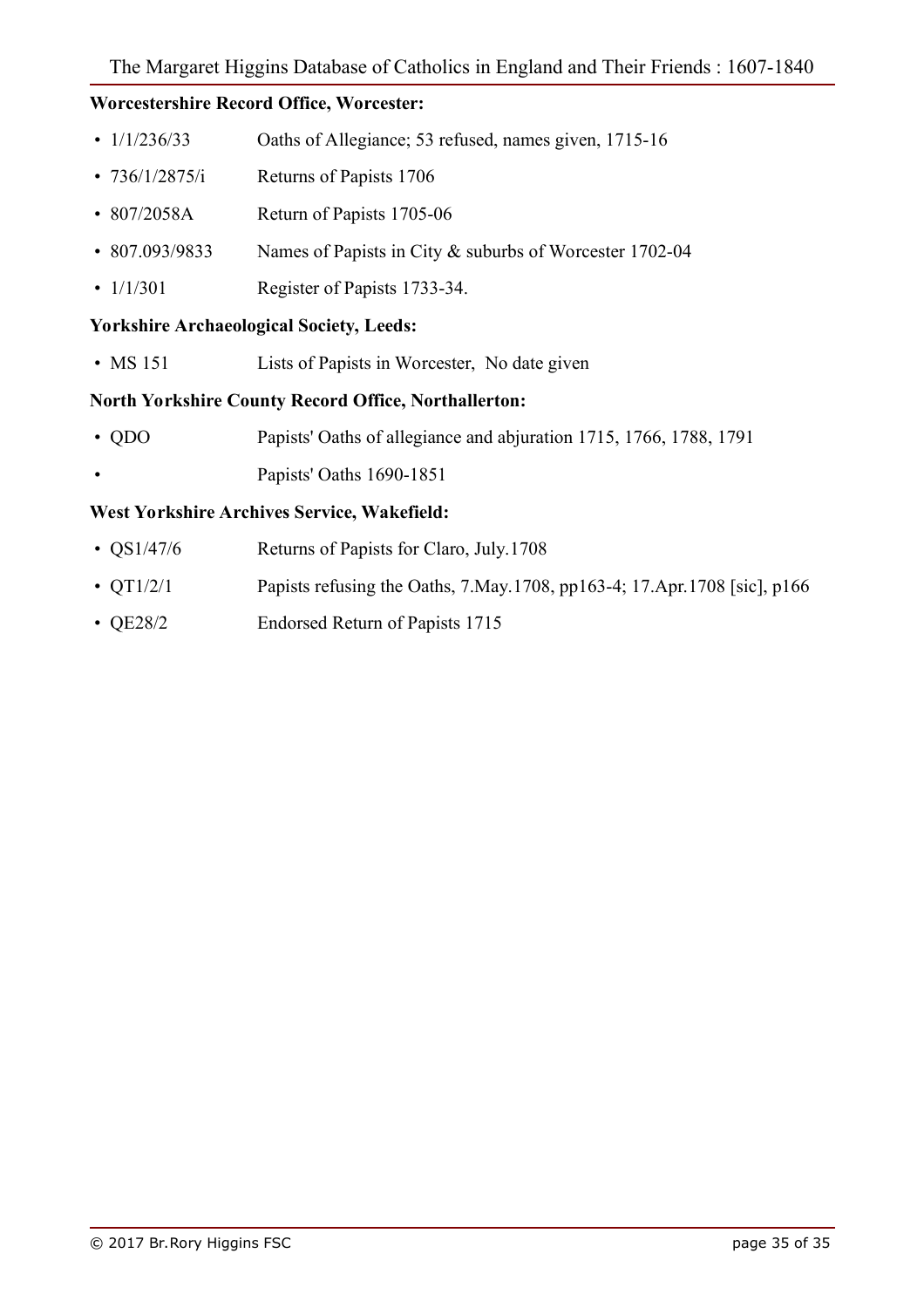**Worcestershire Record Office, Worcester:**

- 1/1/236/33 Oaths of Allegiance; 53 refused, names given, 1715-16
- 736/1/2875/i Returns of Papists 1706
- 807/2058A Return of Papists 1705-06
- 807.093/9833 Names of Papists in City & suburbs of Worcester 1702-04
- 1/1/301 Register of Papists 1733-34.

**Yorkshire Archaeological Society, Leeds:**

- MS 151 Lists of Papists in Worcester, No date given

**North Yorkshire County Record Office, Northallerton:**

- QDO Papists' Oaths of allegiance and abjuration 1715, 1766, 1788, 1791
- Papists' Oaths 1690-1851

**West Yorkshire Archives Service, Wakefield:**

- QS1/47/6 Returns of Papists for Claro, July.1708
- QT1/2/1 Papists refusing the Oaths, 7.May.1708, pp163-4; 17.Apr.1708 [sic], p166
- QE28/2 Endorsed Return of Papists 1715